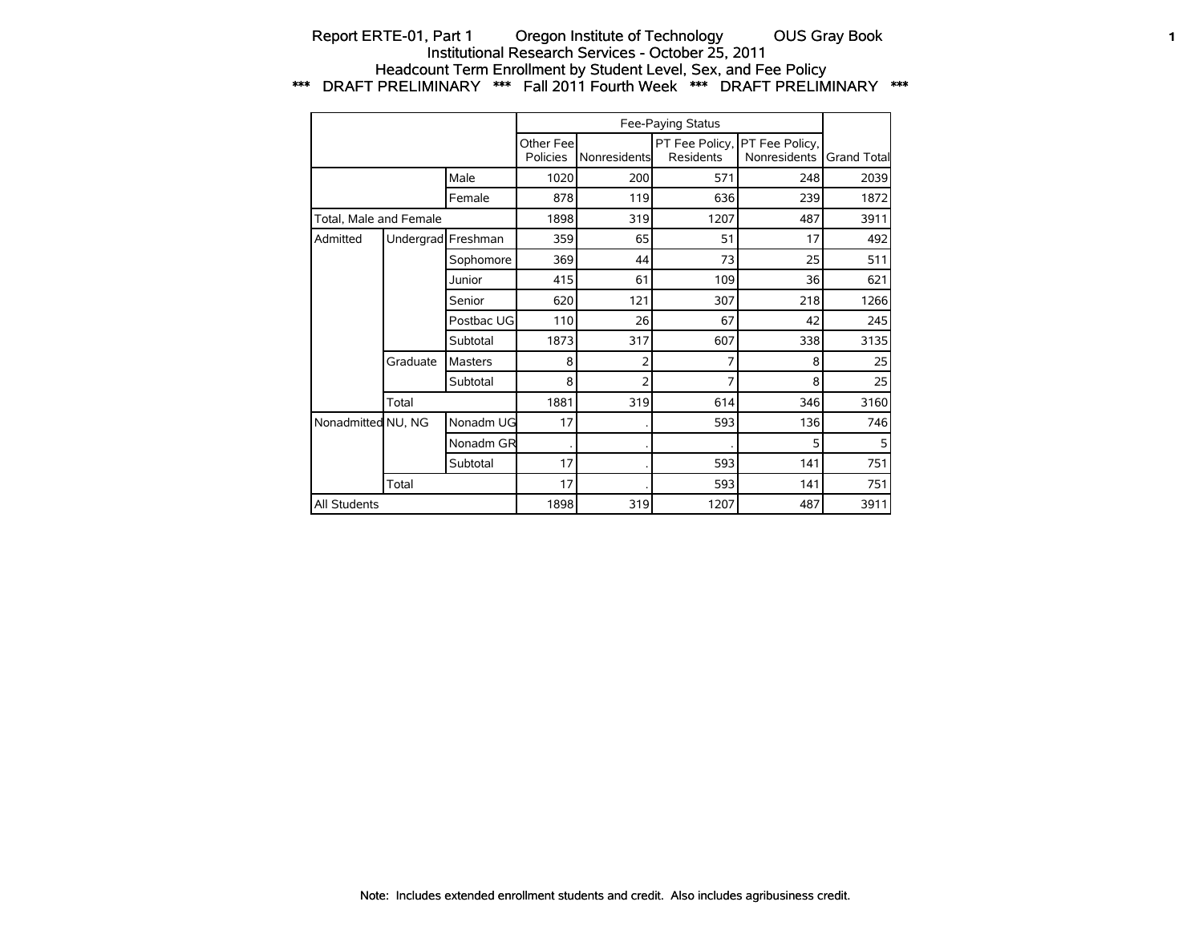# Report ERTE-01, Part 1 Oregon Institute of Technology OUS Gray Book

## Institutional Research Services - October 25, 2011

## Headcount Term Enrollment by Student Level, Sex, and Fee Policy

### *** DRAFT PRELIMINARY *** Fall 2011 Fourth Week *** DRAFT PRELIMINARY ***

| | | | Fee-Paying Status | | | | |
|---|---|---|---|---|---|---|---|
| | | | Other Fee Policies | Nonresidents | PT Fee Policy, Residents | PT Fee Policy, Nonresidents | Grand Total |
| | | Male | 1020 | 200 | 571 | 248 | 2039 |
| | | Female | 878 | 119 | 636 | 239 | 1872 |
| Total, Male and Female | | | 1898 | 319 | 1207 | 487 | 3911 |
| Admitted | Undergrad | Freshman | 359 | 65 | 51 | 17 | 492 |
| | | Sophomore | 369 | 44 | 73 | 25 | 511 |
| | | Junior | 415 | 61 | 109 | 36 | 621 |
| | | Senior | 620 | 121 | 307 | 218 | 1266 |
| | | Postbac UG | 110 | 26 | 67 | 42 | 245 |
| | | Subtotal | 1873 | 317 | 607 | 338 | 3135 |
| | Graduate | Masters | 8 | 2 | 7 | 8 | 25 |
| | | Subtotal | 8 | 2 | 7 | 8 | 25 |
| | Total | | 1881 | 319 | 614 | 346 | 3160 |
| Nonadmitted | NU, NG | Nonadm UG | 17 | . | 593 | 136 | 746 |
| | | Nonadm GR | . | . | . | 5 | 5 |
| | | Subtotal | 17 | . | 593 | 141 | 751 |
| | Total | | 17 | . | 593 | 141 | 751 |
| All Students | | | 1898 | 319 | 1207 | 487 | 3911 |

Note: Includes extended enrollment students and credit. Also includes agribusiness credit.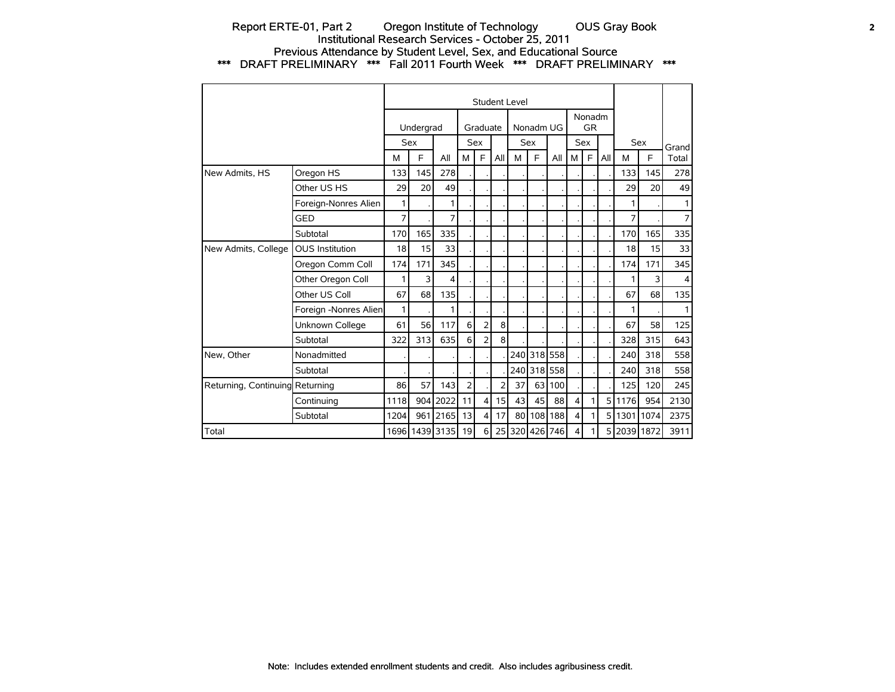Report ERTE-01, Part 2 Oregon Institute of Technology OUS Gray Book
Institutional Research Services - October 25, 2011
Previous Attendance by Student Level, Sex, and Educational Source
*** DRAFT PRELIMINARY *** Fall 2011 Fourth Week *** DRAFT PRELIMINARY ***

| | | Student Level | | | | | | | | | | | | | | |
|---|---|---|---|---|---|---|---|---|---|---|---|---|---|---|---|---|
| | | Undergrad | | | Graduate | | | Nonadm UG | | | Nonadm GR | | | | | |
| | | Sex | | | Sex | | | Sex | | | Sex | | | Sex | | Grand |
| | | M | F | All | M | F | All | M | F | All | M | F | All | M | F | Total |
| New Admits, HS | Oregon HS | 133 | 145 | 278 | . | . | . | . | . | . | . | . | . | 133 | 145 | 278 |
| | Other US HS | 29 | 20 | 49 | . | . | . | . | . | . | . | . | . | 29 | 20 | 49 |
| | Foreign-Nonres Alien | 1 | . | 1 | . | . | . | . | . | . | . | . | . | 1 | . | 1 |
| | GED | 7 | . | 7 | . | . | . | . | . | . | . | . | . | 7 | . | 7 |
| | Subtotal | 170 | 165 | 335 | . | . | . | . | . | . | . | . | . | 170 | 165 | 335 |
| New Admits, College | OUS Institution | 18 | 15 | 33 | . | . | . | . | . | . | . | . | . | 18 | 15 | 33 |
| | Oregon Comm Coll | 174 | 171 | 345 | . | . | . | . | . | . | . | . | . | 174 | 171 | 345 |
| | Other Oregon Coll | 1 | 3 | 4 | . | . | . | . | . | . | . | . | . | 1 | 3 | 4 |
| | Other US Coll | 67 | 68 | 135 | . | . | . | . | . | . | . | . | . | 67 | 68 | 135 |
| | Foreign -Nonres Alien | 1 | . | 1 | . | . | . | . | . | . | . | . | . | 1 | . | 1 |
| | Unknown College | 61 | 56 | 117 | 6 | 2 | 8 | . | . | . | . | . | . | 67 | 58 | 125 |
| | Subtotal | 322 | 313 | 635 | 6 | 2 | 8 | . | . | . | . | . | . | 328 | 315 | 643 |
| New, Other | Nonadmitted | . | . | . | . | . | . | 240 | 318 | 558 | . | . | . | 240 | 318 | 558 |
| | Subtotal | . | . | . | . | . | . | 240 | 318 | 558 | . | . | . | 240 | 318 | 558 |
| Returning, Continuing | Returning | 86 | 57 | 143 | 2 | . | 2 | 37 | 63 | 100 | . | . | . | 125 | 120 | 245 |
| | Continuing | 1118 | 904 | 2022 | 11 | 4 | 15 | 43 | 45 | 88 | 4 | 1 | 5 | 1176 | 954 | 2130 |
| | Subtotal | 1204 | 961 | 2165 | 13 | 4 | 17 | 80 | 108 | 188 | 4 | 1 | 5 | 1301 | 1074 | 2375 |
| Total | | 1696 | 1439 | 3135 | 19 | 6 | 25 | 320 | 426 | 746 | 4 | 1 | 5 | 2039 | 1872 | 3911 |

Note: Includes extended enrollment students and credit. Also includes agribusiness credit.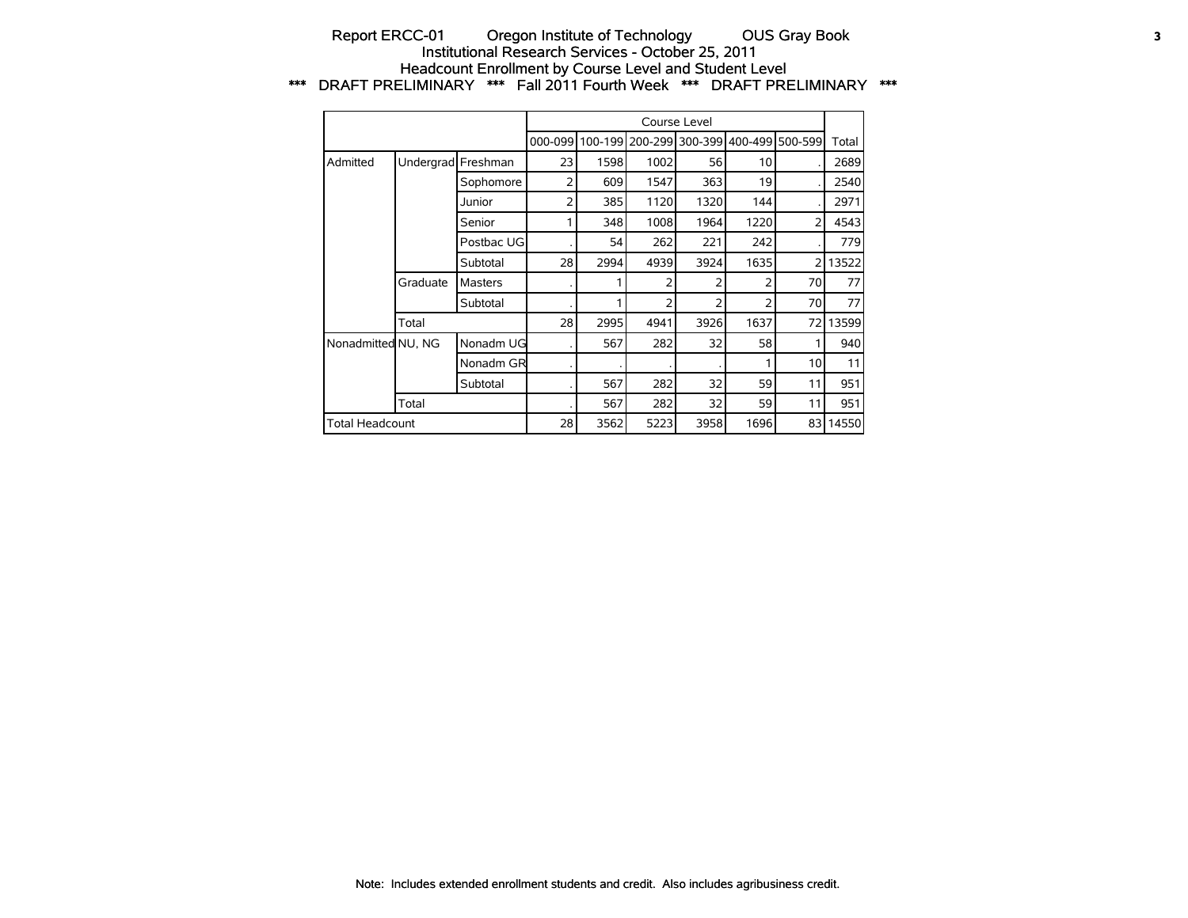Report ERCC-01 Oregon Institute of Technology OUS Gray Book
Institutional Research Services - October 25, 2011
Headcount Enrollment by Course Level and Student Level
*** DRAFT PRELIMINARY *** Fall 2011 Fourth Week *** DRAFT PRELIMINARY ***

| | | | Course Level | | | | | | |
|---|---|---|---|---|---|---|---|---|---|
| | | | 000-099 | 100-199 | 200-299 | 300-399 | 400-499 | 500-599 | Total |
| Admitted | Undergrad | Freshman | 23 | 1598 | 1002 | 56 | 10 | . | 2689 |
| | | Sophomore | 2 | 609 | 1547 | 363 | 19 | . | 2540 |
| | | Junior | 2 | 385 | 1120 | 1320 | 144 | . | 2971 |
| | | Senior | 1 | 348 | 1008 | 1964 | 1220 | 2 | 4543 |
| | | Postbac UG | . | 54 | 262 | 221 | 242 | . | 779 |
| | | Subtotal | 28 | 2994 | 4939 | 3924 | 1635 | 2 | 13522 |
| | Graduate | Masters | . | 1 | 2 | 2 | 2 | 70 | 77 |
| | | Subtotal | . | 1 | 2 | 2 | 2 | 70 | 77 |
| | Total | | 28 | 2995 | 4941 | 3926 | 1637 | 72 | 13599 |
| Nonadmitted | NU, NG | Nonadm UG | . | 567 | 282 | 32 | 58 | 1 | 940 |
| | | Nonadm GR | . | . | . | . | 1 | 10 | 11 |
| | | Subtotal | . | 567 | 282 | 32 | 59 | 11 | 951 |
| | Total | | . | 567 | 282 | 32 | 59 | 11 | 951 |
| Total Headcount | | | 28 | 3562 | 5223 | 3958 | 1696 | 83 | 14550 |

Note: Includes extended enrollment students and credit. Also includes agribusiness credit.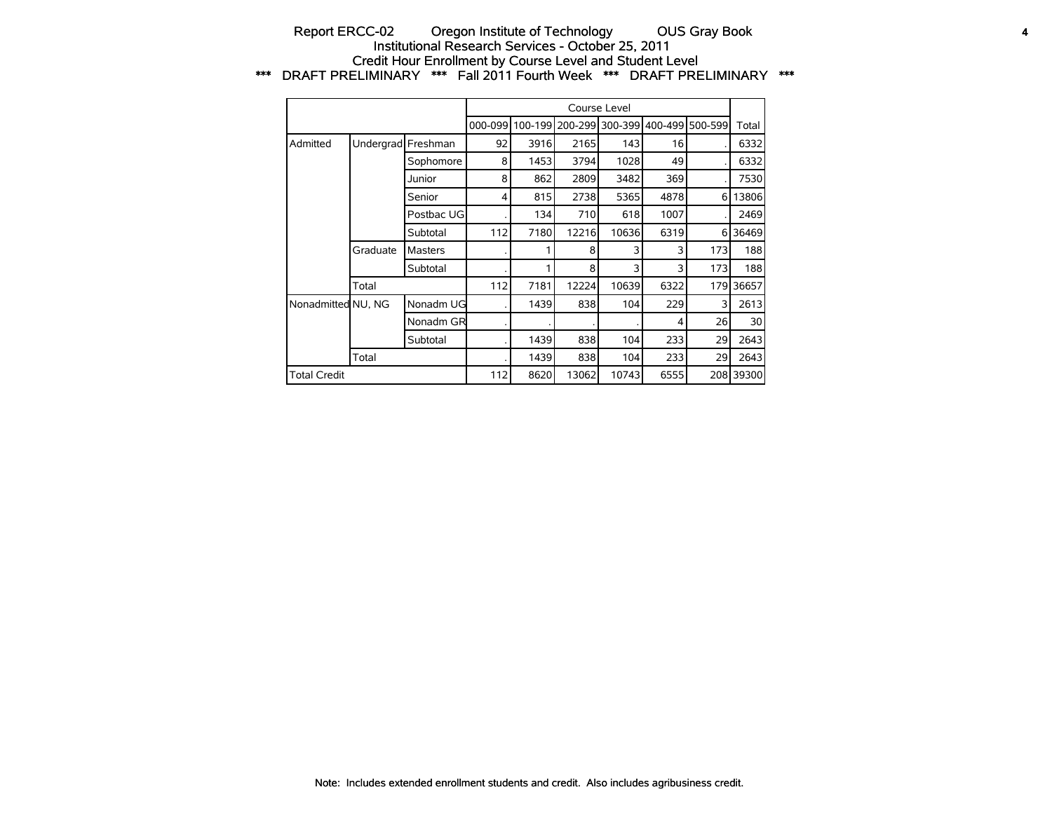Report ERCC-02 Oregon Institute of Technology OUS Gray Book

Institutional Research Services - October 25, 2011

Credit Hour Enrollment by Course Level and Student Level

*** DRAFT PRELIMINARY *** Fall 2011 Fourth Week *** DRAFT PRELIMINARY ***

| | | | Course Level | | | | | | |
|---|---|---|---|---|---|---|---|---|---|
| | | | 000-099 | 100-199 | 200-299 | 300-399 | 400-499 | 500-599 | Total |
| Admitted | Undergrad | Freshman | 92 | 3916 | 2165 | 143 | 16 | . | 6332 |
| | | Sophomore | 8 | 1453 | 3794 | 1028 | 49 | . | 6332 |
| | | Junior | 8 | 862 | 2809 | 3482 | 369 | . | 7530 |
| | | Senior | 4 | 815 | 2738 | 5365 | 4878 | 6 | 13806 |
| | | Postbac UG | . | 134 | 710 | 618 | 1007 | . | 2469 |
| | | Subtotal | 112 | 7180 | 12216 | 10636 | 6319 | 6 | 36469 |
| | Graduate | Masters | . | 1 | 8 | 3 | 3 | 173 | 188 |
| | | Subtotal | . | 1 | 8 | 3 | 3 | 173 | 188 |
| | Total | | 112 | 7181 | 12224 | 10639 | 6322 | 179 | 36657 |
| Nonadmitted | NU, NG | Nonadm UG | . | 1439 | 838 | 104 | 229 | 3 | 2613 |
| | | Nonadm GR | . | . | . | . | 4 | 26 | 30 |
| | | Subtotal | . | 1439 | 838 | 104 | 233 | 29 | 2643 |
| | Total | | . | 1439 | 838 | 104 | 233 | 29 | 2643 |
| Total Credit | | | 112 | 8620 | 13062 | 10743 | 6555 | 208 | 39300 |

Note: Includes extended enrollment students and credit. Also includes agribusiness credit.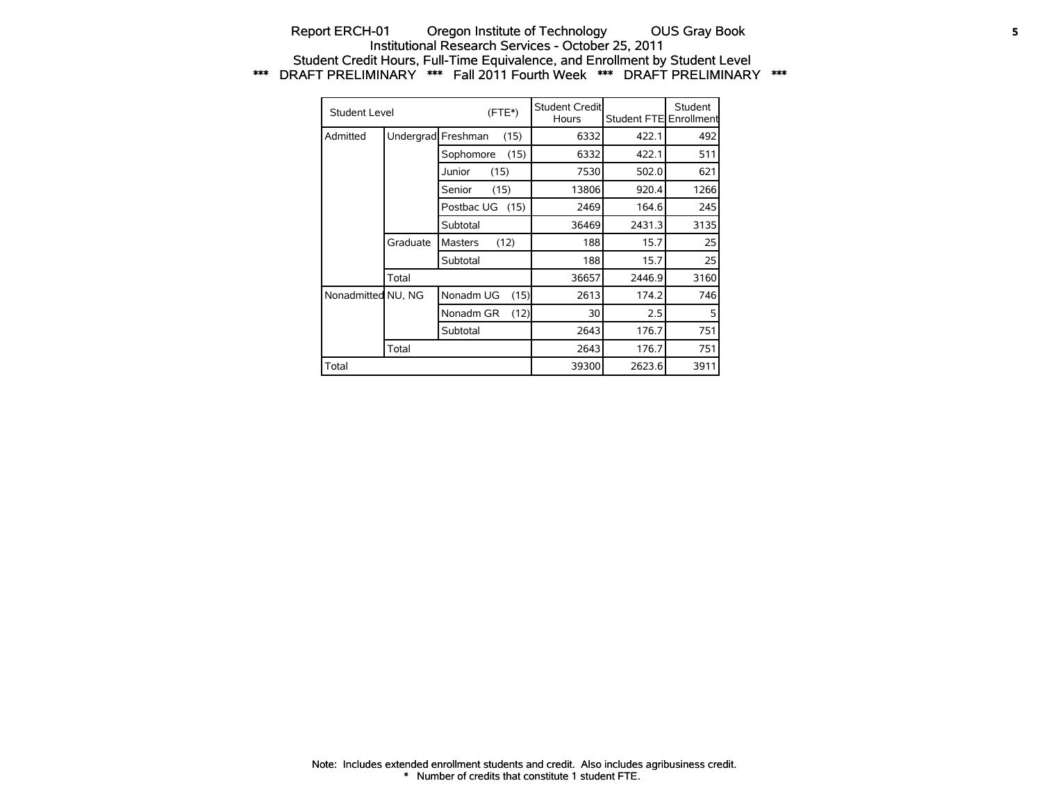Report ERCH-01 Oregon Institute of Technology OUS Gray Book

Institutional Research Services - October 25, 2011

Student Credit Hours, Full-Time Equivalence, and Enrollment by Student Level

*** DRAFT PRELIMINARY *** Fall 2011 Fourth Week *** DRAFT PRELIMINARY ***

| Student Level | | (FTE*) | Student Credit Hours | Student FTE | Student Enrollment |
|---|---|---|---|---|---|
| Admitted | Undergrad | Freshman (15) | 6332 | 422.1 | 492 |
| | | Sophomore (15) | 6332 | 422.1 | 511 |
| | | Junior (15) | 7530 | 502.0 | 621 |
| | | Senior (15) | 13806 | 920.4 | 1266 |
| | | Postbac UG (15) | 2469 | 164.6 | 245 |
| | | Subtotal | 36469 | 2431.3 | 3135 |
| | Graduate | Masters (12) | 188 | 15.7 | 25 |
| | | Subtotal | 188 | 15.7 | 25 |
| | Total | | 36657 | 2446.9 | 3160 |
| Nonadmitted | NU, NG | Nonadm UG (15) | 2613 | 174.2 | 746 |
| | | Nonadm GR (12) | 30 | 2.5 | 5 |
| | | Subtotal | 2643 | 176.7 | 751 |
| | Total | | 2643 | 176.7 | 751 |
| Total | | | 39300 | 2623.6 | 3911 |

Note: Includes extended enrollment students and credit. Also includes agribusiness credit.

\* Number of credits that constitute 1 student FTE.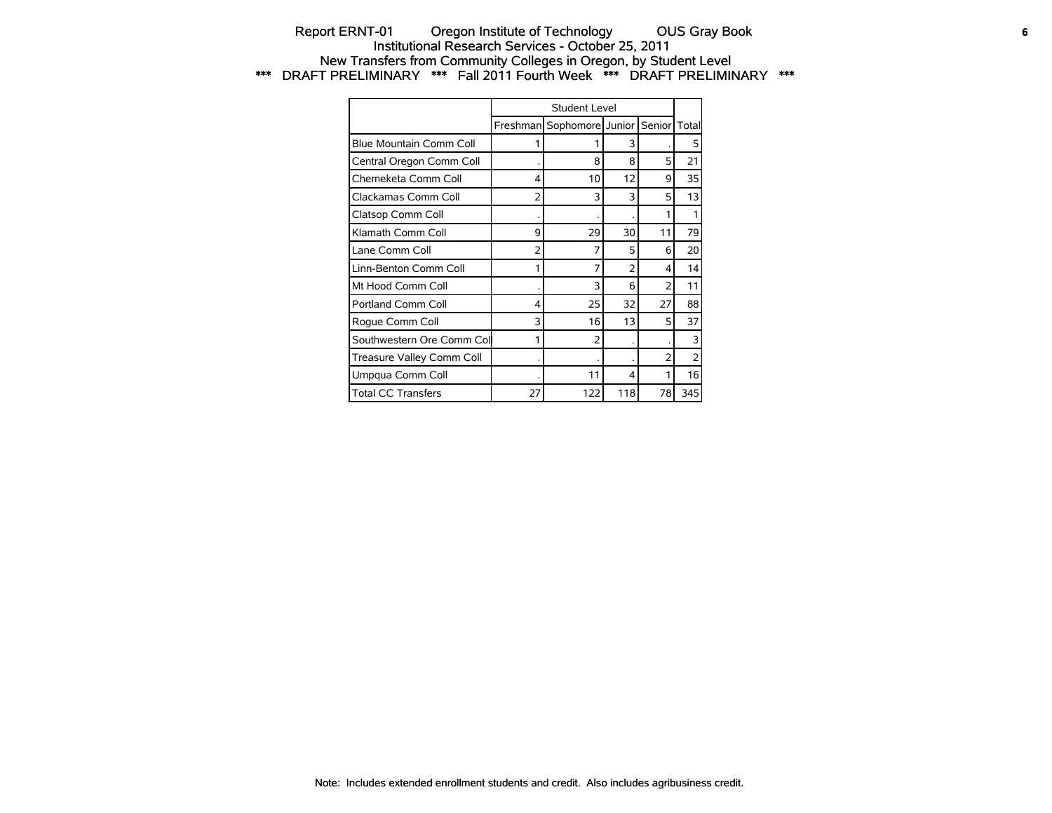Report ERNT-01 Oregon Institute of Technology OUS Gray Book
Institutional Research Services - October 25, 2011
New Transfers from Community Colleges in Oregon, by Student Level
*** DRAFT PRELIMINARY *** Fall 2011 Fourth Week *** DRAFT PRELIMINARY ***

| | Student Level | | | | |
|---|---|---|---|---|---|
| | Freshman | Sophomore | Junior | Senior | Total |
| Blue Mountain Comm Coll | 1 | 1 | 3 | . | 5 |
| Central Oregon Comm Coll | . | 8 | 8 | 5 | 21 |
| Chemeketa Comm Coll | 4 | 10 | 12 | 9 | 35 |
| Clackamas Comm Coll | 2 | 3 | 3 | 5 | 13 |
| Clatsop Comm Coll | . | . | . | 1 | 1 |
| Klamath Comm Coll | 9 | 29 | 30 | 11 | 79 |
| Lane Comm Coll | 2 | 7 | 5 | 6 | 20 |
| Linn-Benton Comm Coll | 1 | 7 | 2 | 4 | 14 |
| Mt Hood Comm Coll | . | 3 | 6 | 2 | 11 |
| Portland Comm Coll | 4 | 25 | 32 | 27 | 88 |
| Rogue Comm Coll | 3 | 16 | 13 | 5 | 37 |
| Southwestern Ore Comm Coll | 1 | 2 | . | . | 3 |
| Treasure Valley Comm Coll | . | . | . | 2 | 2 |
| Umpqua Comm Coll | . | 11 | 4 | 1 | 16 |
| Total CC Transfers | 27 | 122 | 118 | 78 | 345 |

Note: Includes extended enrollment students and credit. Also includes agribusiness credit.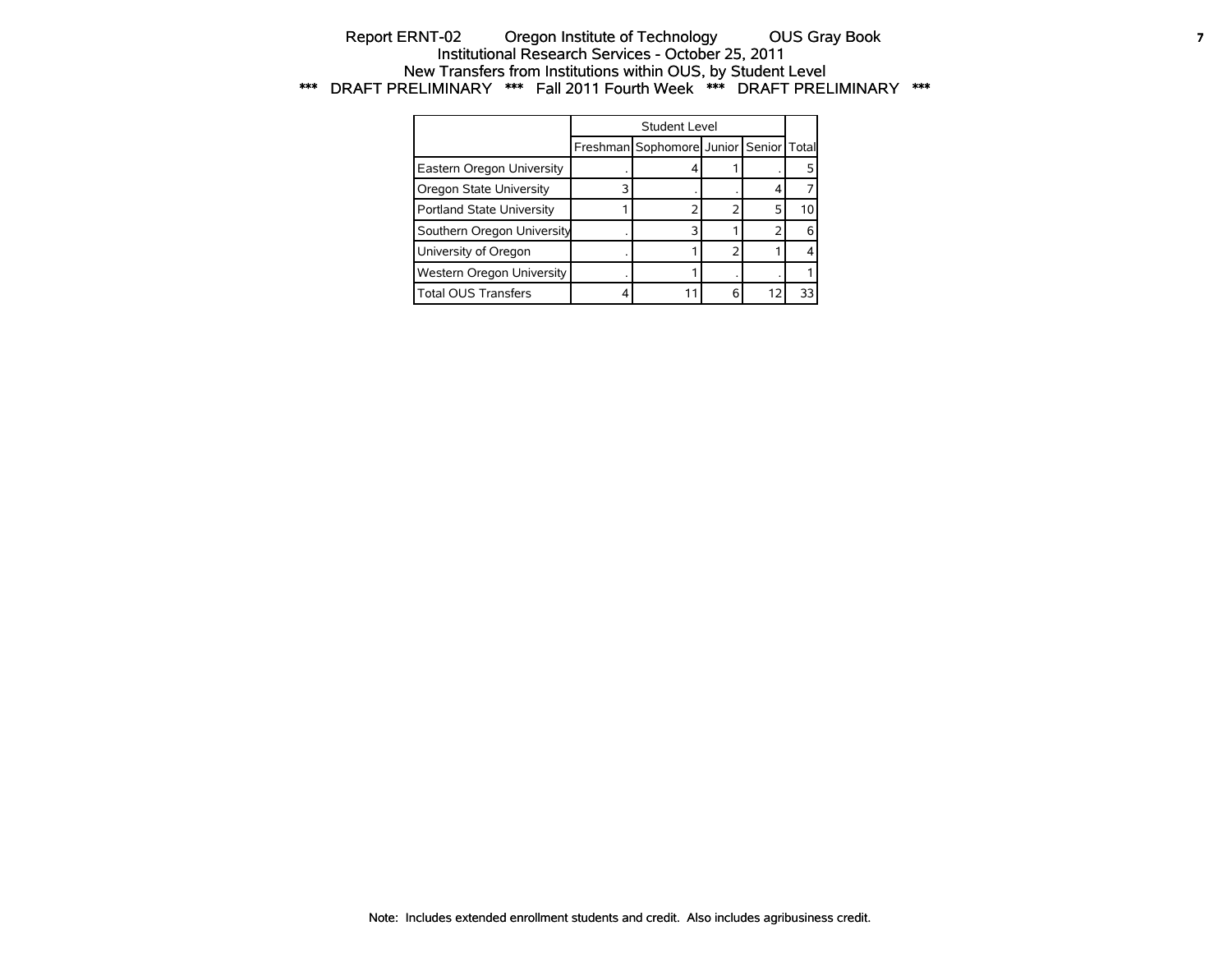Report ERNT-02 Oregon Institute of Technology OUS Gray Book
Institutional Research Services - October 25, 2011
New Transfers from Institutions within OUS, by Student Level
*** DRAFT PRELIMINARY *** Fall 2011 Fourth Week *** DRAFT PRELIMINARY ***

| | Student Level | | | | |
|---|---|---|---|---|---|
| | Freshman | Sophomore | Junior | Senior | Total |
| Eastern Oregon University | . | 4 | 1 | . | 5 |
| Oregon State University | 3 | . | . | 4 | 7 |
| Portland State University | 1 | 2 | 2 | 5 | 10 |
| Southern Oregon University | . | 3 | 1 | 2 | 6 |
| University of Oregon | . | 1 | 2 | 1 | 4 |
| Western Oregon University | . | 1 | . | . | 1 |
| Total OUS Transfers | 4 | 11 | 6 | 12 | 33 |

Note: Includes extended enrollment students and credit. Also includes agribusiness credit.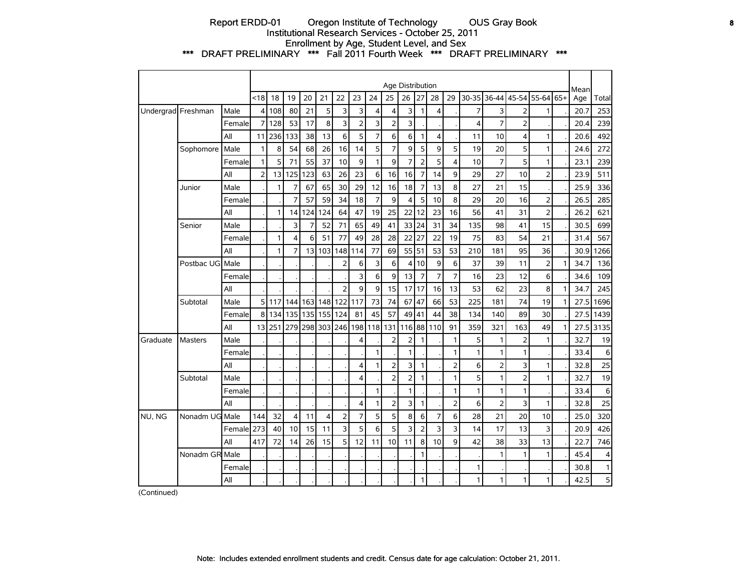Report ERDD-01 Oregon Institute of Technology OUS Gray Book

Institutional Research Services - October 25, 2011

Enrollment by Age, Student Level, and Sex

\*\*\* DRAFT PRELIMINARY \*\*\* Fall 2011 Fourth Week \*\*\* DRAFT PRELIMINARY \*\*\*

| | | | Age Distribution | | | | | | | | | | | | | | | | | | | Mean Age | Total |
|---|---|---|---|---|---|---|---|---|---|---|---|---|---|---|---|---|---|---|---|---|---|---|---|
| | | | <18 | 18 | 19 | 20 | 21 | 22 | 23 | 24 | 25 | 26 | 27 | 28 | 29 | 30-35 | 36-44 | 45-54 | 55-64 | 65+ | | |
| Undergrad | Freshman | Male | 4 | 108 | 80 | 21 | 5 | 3 | 3 | 4 | 4 | 3 | 1 | 4 | . | 7 | 3 | 2 | 1 | . | 20.7 | 253 |
| | | Female | 7 | 128 | 53 | 17 | 8 | 3 | 2 | 3 | 2 | 3 | . | . | . | 4 | 7 | 2 | . | . | 20.4 | 239 |
| | | All | 11 | 236 | 133 | 38 | 13 | 6 | 5 | 7 | 6 | 6 | 1 | 4 | . | 11 | 10 | 4 | 1 | . | 20.6 | 492 |
| | Sophomore | Male | 1 | 8 | 54 | 68 | 26 | 16 | 14 | 5 | 7 | 9 | 5 | 9 | 5 | 19 | 20 | 5 | 1 | . | 24.6 | 272 |
| | | Female | 1 | 5 | 71 | 55 | 37 | 10 | 9 | 1 | 9 | 7 | 2 | 5 | 4 | 10 | 7 | 5 | 1 | . | 23.1 | 239 |
| | | All | 2 | 13 | 125 | 123 | 63 | 26 | 23 | 6 | 16 | 16 | 7 | 14 | 9 | 29 | 27 | 10 | 2 | . | 23.9 | 511 |
| | Junior | Male | . | 1 | 7 | 67 | 65 | 30 | 29 | 12 | 16 | 18 | 7 | 13 | 8 | 27 | 21 | 15 | . | . | 25.9 | 336 |
| | | Female | . | . | 7 | 57 | 59 | 34 | 18 | 7 | 9 | 4 | 5 | 10 | 8 | 29 | 20 | 16 | 2 | . | 26.5 | 285 |
| | | All | . | 1 | 14 | 124 | 124 | 64 | 47 | 19 | 25 | 22 | 12 | 23 | 16 | 56 | 41 | 31 | 2 | . | 26.2 | 621 |
| | Senior | Male | . | . | 3 | 7 | 52 | 71 | 65 | 49 | 41 | 33 | 24 | 31 | 34 | 135 | 98 | 41 | 15 | . | 30.5 | 699 |
| | | Female | . | 1 | 4 | 6 | 51 | 77 | 49 | 28 | 28 | 22 | 27 | 22 | 19 | 75 | 83 | 54 | 21 | . | 31.4 | 567 |
| | | All | . | 1 | 7 | 13 | 103 | 148 | 114 | 77 | 69 | 55 | 51 | 53 | 53 | 210 | 181 | 95 | 36 | . | 30.9 | 1266 |
| | Postbac UG | Male | . | . | . | . | . | 2 | 6 | 3 | 6 | 4 | 10 | 9 | 6 | 37 | 39 | 11 | 2 | 1 | 34.7 | 136 |
| | | Female | . | . | . | . | . | . | 3 | 6 | 9 | 13 | 7 | 7 | 7 | 16 | 23 | 12 | 6 | . | 34.6 | 109 |
| | | All | . | . | . | . | . | 2 | 9 | 9 | 15 | 17 | 17 | 16 | 13 | 53 | 62 | 23 | 8 | 1 | 34.7 | 245 |
| | Subtotal | Male | 5 | 117 | 144 | 163 | 148 | 122 | 117 | 73 | 74 | 67 | 47 | 66 | 53 | 225 | 181 | 74 | 19 | 1 | 27.5 | 1696 |
| | | Female | 8 | 134 | 135 | 135 | 155 | 124 | 81 | 45 | 57 | 49 | 41 | 44 | 38 | 134 | 140 | 89 | 30 | . | 27.5 | 1439 |
| | | All | 13 | 251 | 279 | 298 | 303 | 246 | 198 | 118 | 131 | 116 | 88 | 110 | 91 | 359 | 321 | 163 | 49 | 1 | 27.5 | 3135 |
| Graduate | Masters | Male | . | . | . | . | . | . | 4 | . | 2 | 2 | 1 | . | 1 | 5 | 1 | 2 | 1 | . | 32.7 | 19 |
| | | Female | . | . | . | . | . | . | . | 1 | . | 1 | . | . | 1 | 1 | 1 | 1 | . | . | 33.4 | 6 |
| | | All | . | . | . | . | . | . | 4 | 1 | 2 | 3 | 1 | . | 2 | 6 | 2 | 3 | 1 | . | 32.8 | 25 |
| | Subtotal | Male | . | . | . | . | . | . | 4 | . | 2 | 2 | 1 | . | 1 | 5 | 1 | 2 | 1 | . | 32.7 | 19 |
| | | Female | . | . | . | . | . | . | . | 1 | . | 1 | . | . | 1 | 1 | 1 | 1 | . | . | 33.4 | 6 |
| | | All | . | . | . | . | . | . | 4 | 1 | 2 | 3 | 1 | . | 2 | 6 | 2 | 3 | 1 | . | 32.8 | 25 |
| NU, NG | Nonadm UG | Male | 144 | 32 | 4 | 11 | 4 | 2 | 7 | 5 | 5 | 8 | 6 | 7 | 6 | 28 | 21 | 20 | 10 | . | 25.0 | 320 |
| | | Female | 273 | 40 | 10 | 15 | 11 | 3 | 5 | 6 | 5 | 3 | 2 | 3 | 3 | 14 | 17 | 13 | 3 | . | 20.9 | 426 |
| | | All | 417 | 72 | 14 | 26 | 15 | 5 | 12 | 11 | 10 | 11 | 8 | 10 | 9 | 42 | 38 | 33 | 13 | . | 22.7 | 746 |
| | Nonadm GR | Male | . | . | . | . | . | . | . | . | . | . | 1 | . | . | . | 1 | 1 | 1 | . | 45.4 | 4 |
| | | Female | . | . | . | . | . | . | . | . | . | . | . | . | . | 1 | . | . | . | . | 30.8 | 1 |
| | | All | . | . | . | . | . | . | . | . | . | . | 1 | . | . | 1 | 1 | 1 | 1 | . | 42.5 | 5 |

(Continued)

Note: Includes extended enrollment students and credit. Census date for age calculation: October 21, 2011.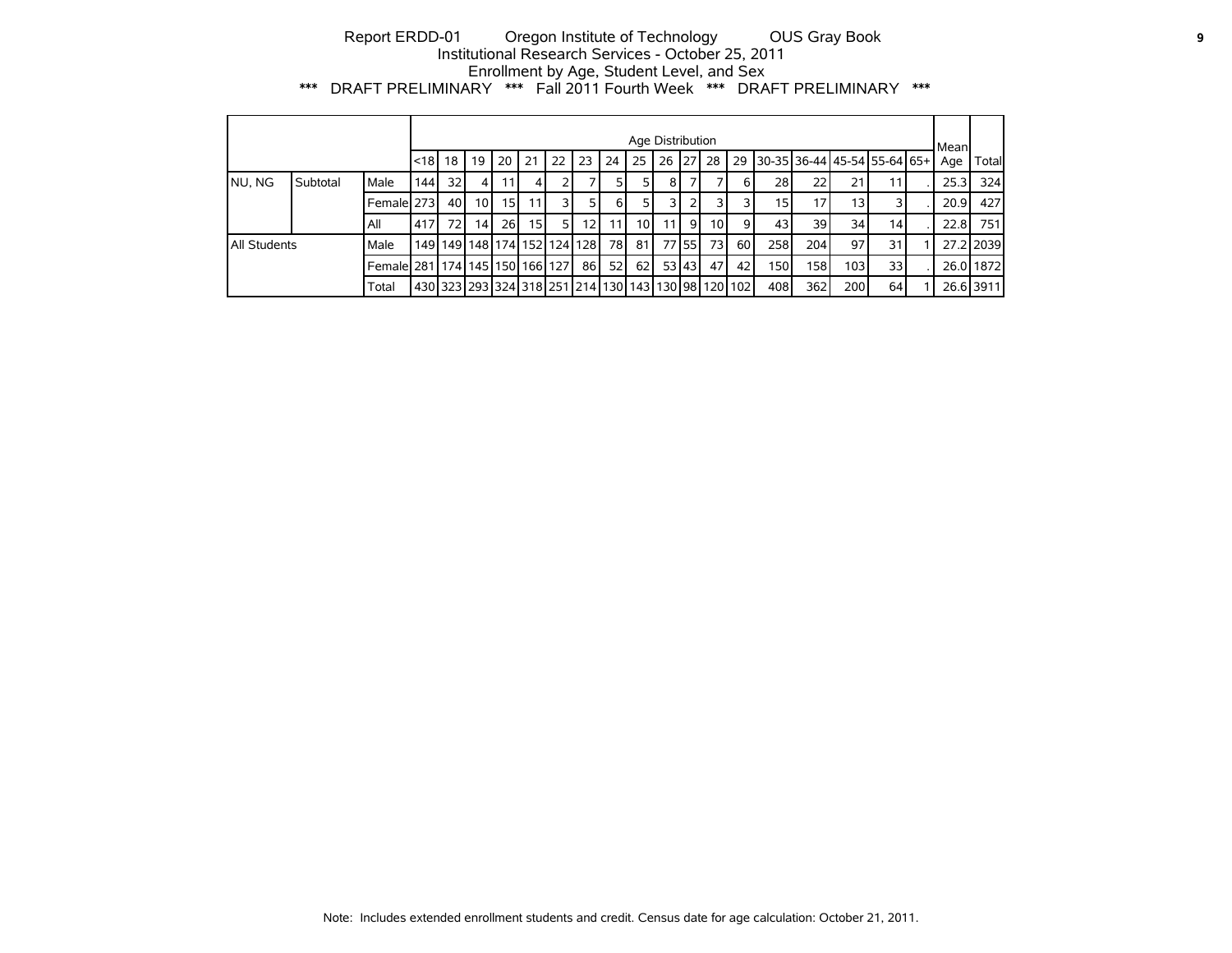Report ERDD-01 Oregon Institute of Technology OUS Gray Book
Institutional Research Services - October 25, 2011
Enrollment by Age, Student Level, and Sex
*** DRAFT PRELIMINARY *** Fall 2011 Fourth Week *** DRAFT PRELIMINARY ***

| | | | Age Distribution | | | | | | | | | | | | | | | | | | | Mean | |
|---|---|---|---|---|---|---|---|---|---|---|---|---|---|---|---|---|---|---|---|---|---|---|---|
| | | | <18 | 18 | 19 | 20 | 21 | 22 | 23 | 24 | 25 | 26 | 27 | 28 | 29 | 30-35 | 36-44 | 45-54 | 55-64 | 65+ | Age | Total |
| NU, NG | Subtotal | Male | 144 | 32 | 4 | 11 | 4 | 2 | 7 | 5 | 5 | 8 | 7 | 7 | 6 | 28 | 22 | 21 | 11 | . | 25.3 | 324 |
| | | Female | 273 | 40 | 10 | 15 | 11 | 3 | 5 | 6 | 5 | 3 | 2 | 3 | 3 | 15 | 17 | 13 | 3 | . | 20.9 | 427 |
| | | All | 417 | 72 | 14 | 26 | 15 | 5 | 12 | 11 | 10 | 11 | 9 | 10 | 9 | 43 | 39 | 34 | 14 | . | 22.8 | 751 |
| All Students | | Male | 149 | 149 | 148 | 174 | 152 | 124 | 128 | 78 | 81 | 77 | 55 | 73 | 60 | 258 | 204 | 97 | 31 | 1 | 27.2 | 2039 |
| | | Female | 281 | 174 | 145 | 150 | 166 | 127 | 86 | 52 | 62 | 53 | 43 | 47 | 42 | 150 | 158 | 103 | 33 | . | 26.0 | 1872 |
| | | Total | 430 | 323 | 293 | 324 | 318 | 251 | 214 | 130 | 143 | 130 | 98 | 120 | 102 | 408 | 362 | 200 | 64 | 1 | 26.6 | 3911 |

Note: Includes extended enrollment students and credit. Census date for age calculation: October 21, 2011.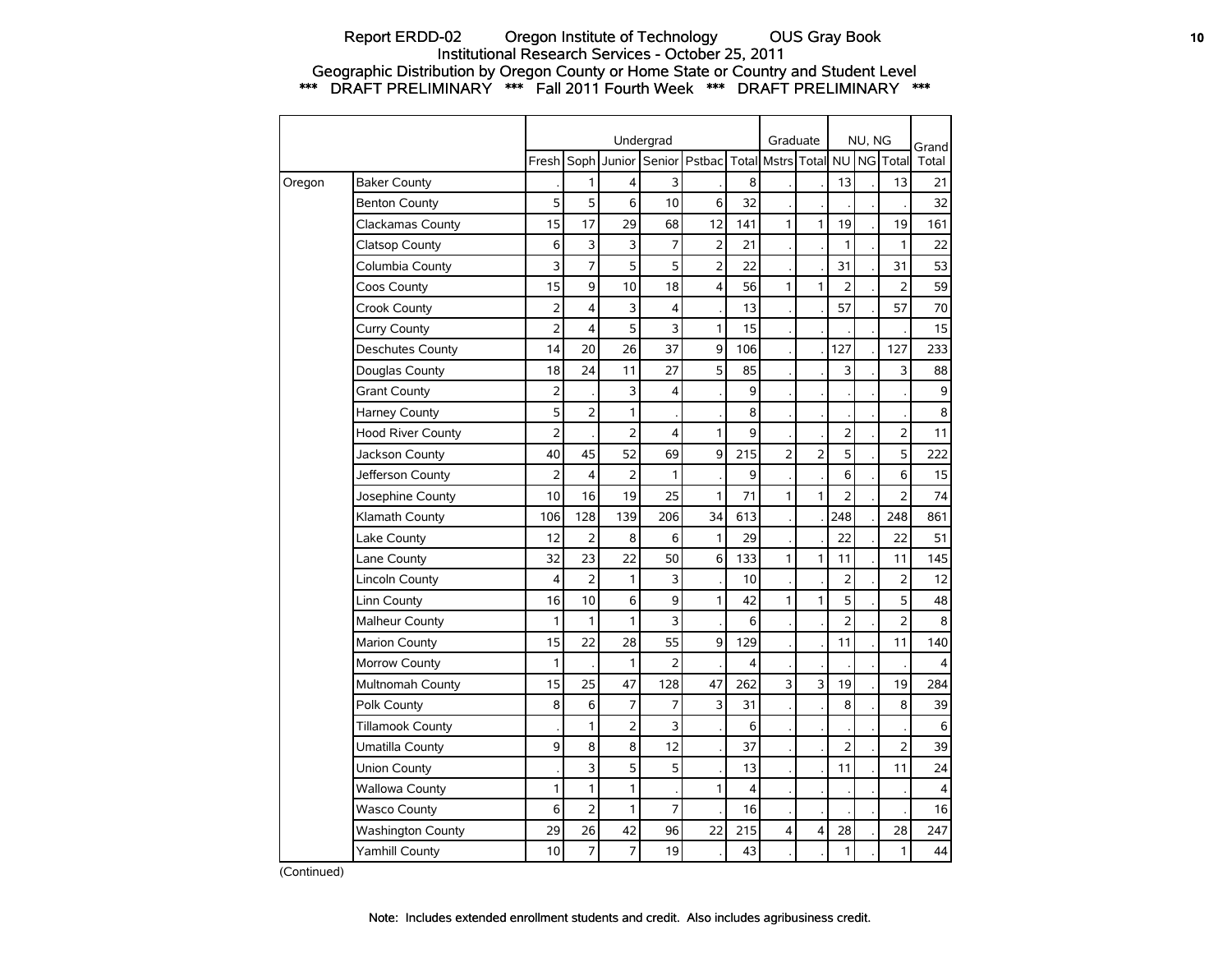Report ERDD-02 Oregon Institute of Technology OUS Gray Book
Institutional Research Services - October 25, 2011
Geographic Distribution by Oregon County or Home State or Country and Student Level
*** DRAFT PRELIMINARY *** Fall 2011 Fourth Week *** DRAFT PRELIMINARY ***

| | | Undergrad | | | | | | Graduate | | NU, NG | | | Grand |
|---|---|---|---|---|---|---|---|---|---|---|---|---|---|
| | | Fresh | Soph | Junior | Senior | Pstbac | Total | Mstrs | Total | NU | NG | Total | Total |
| Oregon | Baker County | . | 1 | 4 | 3 | . | 8 | . | . | 13 | . | 13 | 21 |
| | Benton County | 5 | 5 | 6 | 10 | 6 | 32 | . | . | . | . | . | 32 |
| | Clackamas County | 15 | 17 | 29 | 68 | 12 | 141 | 1 | 1 | 19 | . | 19 | 161 |
| | Clatsop County | 6 | 3 | 3 | 7 | 2 | 21 | . | . | 1 | . | 1 | 22 |
| | Columbia County | 3 | 7 | 5 | 5 | 2 | 22 | . | . | 31 | . | 31 | 53 |
| | Coos County | 15 | 9 | 10 | 18 | 4 | 56 | 1 | 1 | 2 | . | 2 | 59 |
| | Crook County | 2 | 4 | 3 | 4 | . | 13 | . | . | 57 | . | 57 | 70 |
| | Curry County | 2 | 4 | 5 | 3 | 1 | 15 | . | . | . | . | . | 15 |
| | Deschutes County | 14 | 20 | 26 | 37 | 9 | 106 | . | . | 127 | . | 127 | 233 |
| | Douglas County | 18 | 24 | 11 | 27 | 5 | 85 | . | . | 3 | . | 3 | 88 |
| | Grant County | 2 | . | 3 | 4 | . | 9 | . | . | . | . | . | 9 |
| | Harney County | 5 | 2 | 1 | . | . | 8 | . | . | . | . | . | 8 |
| | Hood River County | 2 | . | 2 | 4 | 1 | 9 | . | . | 2 | . | 2 | 11 |
| | Jackson County | 40 | 45 | 52 | 69 | 9 | 215 | 2 | 2 | 5 | . | 5 | 222 |
| | Jefferson County | 2 | 4 | 2 | 1 | . | 9 | . | . | 6 | . | 6 | 15 |
| | Josephine County | 10 | 16 | 19 | 25 | 1 | 71 | 1 | 1 | 2 | . | 2 | 74 |
| | Klamath County | 106 | 128 | 139 | 206 | 34 | 613 | . | . | 248 | . | 248 | 861 |
| | Lake County | 12 | 2 | 8 | 6 | 1 | 29 | . | . | 22 | . | 22 | 51 |
| | Lane County | 32 | 23 | 22 | 50 | 6 | 133 | 1 | 1 | 11 | . | 11 | 145 |
| | Lincoln County | 4 | 2 | 1 | 3 | . | 10 | . | . | 2 | . | 2 | 12 |
| | Linn County | 16 | 10 | 6 | 9 | 1 | 42 | 1 | 1 | 5 | . | 5 | 48 |
| | Malheur County | 1 | 1 | 1 | 3 | . | 6 | . | . | 2 | . | 2 | 8 |
| | Marion County | 15 | 22 | 28 | 55 | 9 | 129 | . | . | 11 | . | 11 | 140 |
| | Morrow County | 1 | . | 1 | 2 | . | 4 | . | . | . | . | . | 4 |
| | Multnomah County | 15 | 25 | 47 | 128 | 47 | 262 | 3 | 3 | 19 | . | 19 | 284 |
| | Polk County | 8 | 6 | 7 | 7 | 3 | 31 | . | . | 8 | . | 8 | 39 |
| | Tillamook County | . | 1 | 2 | 3 | . | 6 | . | . | . | . | . | 6 |
| | Umatilla County | 9 | 8 | 8 | 12 | . | 37 | . | . | 2 | . | 2 | 39 |
| | Union County | . | 3 | 5 | 5 | . | 13 | . | . | 11 | . | 11 | 24 |
| | Wallowa County | 1 | 1 | 1 | . | 1 | 4 | . | . | . | . | . | 4 |
| | Wasco County | 6 | 2 | 1 | 7 | . | 16 | . | . | . | . | . | 16 |
| | Washington County | 29 | 26 | 42 | 96 | 22 | 215 | 4 | 4 | 28 | . | 28 | 247 |
| | Yamhill County | 10 | 7 | 7 | 19 | . | 43 | . | . | 1 | . | 1 | 44 |

(Continued)

Note: Includes extended enrollment students and credit. Also includes agribusiness credit.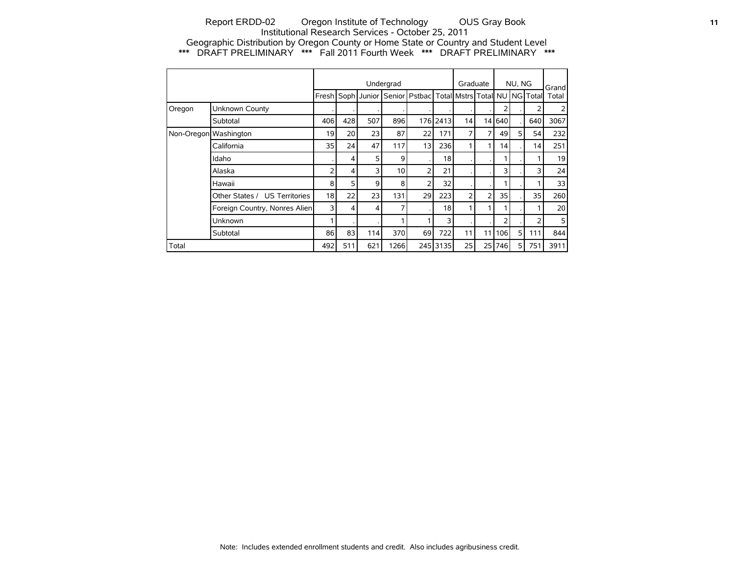Report ERDD-02 Oregon Institute of Technology OUS Gray Book
Institutional Research Services - October 25, 2011
Geographic Distribution by Oregon County or Home State or Country and Student Level
*** DRAFT PRELIMINARY *** Fall 2011 Fourth Week *** DRAFT PRELIMINARY ***

| | | Undergrad | | | | | | Graduate | | NU, NG | | | Grand Total |
|---|---|---|---|---|---|---|---|---|---|---|---|---|---|
| | | Fresh | Soph | Junior | Senior | Pstbac | Total | Mstrs | Total | NU | NG | Total | |
| Oregon | Unknown County | . | . | . | . | . | . | . | . | 2 | . | 2 | 2 |
| | Subtotal | 406 | 428 | 507 | 896 | 176 | 2413 | 14 | 14 | 640 | . | 640 | 3067 |
| Non-Oregon | Washington | 19 | 20 | 23 | 87 | 22 | 171 | 7 | 7 | 49 | 5 | 54 | 232 |
| | California | 35 | 24 | 47 | 117 | 13 | 236 | 1 | 1 | 14 | . | 14 | 251 |
| | Idaho | . | 4 | 5 | 9 | . | 18 | . | . | 1 | . | 1 | 19 |
| | Alaska | 2 | 4 | 3 | 10 | 2 | 21 | . | . | 3 | . | 3 | 24 |
| | Hawaii | 8 | 5 | 9 | 8 | 2 | 32 | . | . | 1 | . | 1 | 33 |
| | Other States / US Territories | 18 | 22 | 23 | 131 | 29 | 223 | 2 | 2 | 35 | . | 35 | 260 |
| | Foreign Country, Nonres Alien | 3 | 4 | 4 | 7 | . | 18 | 1 | 1 | 1 | . | 1 | 20 |
| | Unknown | 1 | . | . | 1 | 1 | 3 | . | . | 2 | . | 2 | 5 |
| | Subtotal | 86 | 83 | 114 | 370 | 69 | 722 | 11 | 11 | 106 | 5 | 111 | 844 |
| Total | | 492 | 511 | 621 | 1266 | 245 | 3135 | 25 | 25 | 746 | 5 | 751 | 3911 |

Note: Includes extended enrollment students and credit. Also includes agribusiness credit.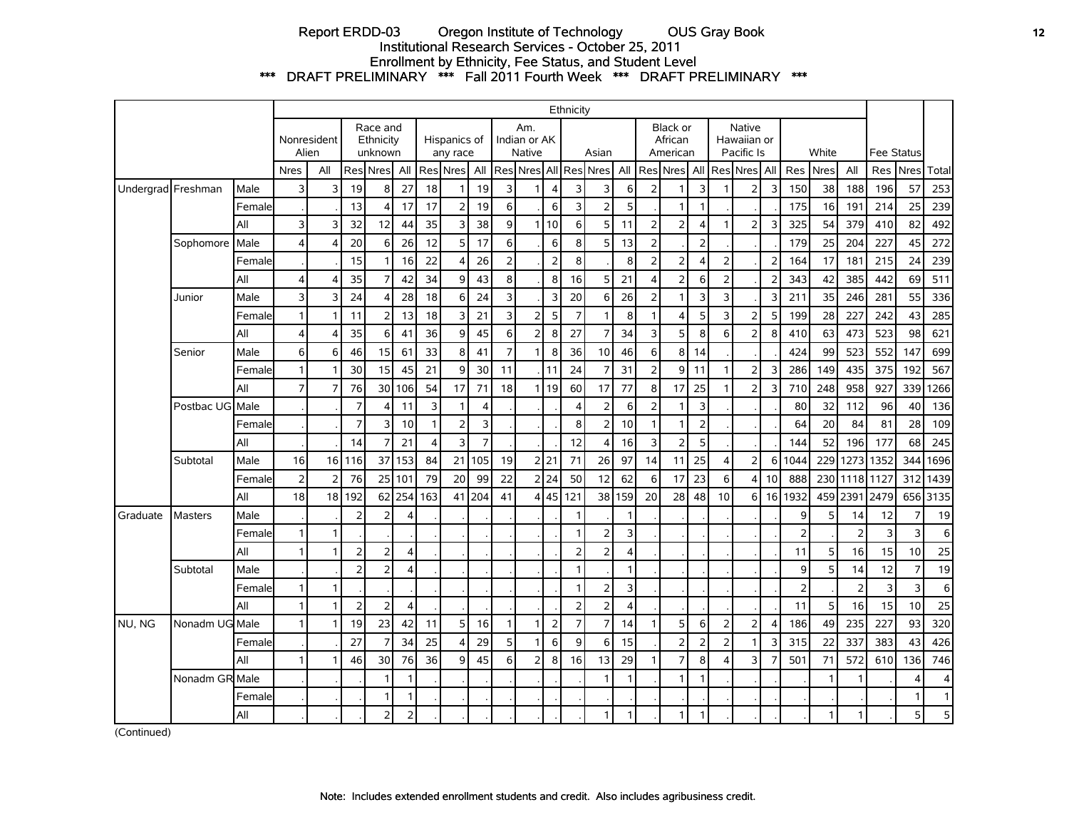# Report ERDD-03 Oregon Institute of Technology OUS Gray Book

## Institutional Research Services - October 25, 2011

## Enrollment by Ethnicity, Fee Status, and Student Level

### *** DRAFT PRELIMINARY *** Fall 2011 Fourth Week *** DRAFT PRELIMINARY ***

| | | | Ethnicity | | | | | | | | | | | | | | | | | | | | | | | | | | |
|---|---|---|---|---|---|---|---|---|---|---|---|---|---|---|---|---|---|---|---|---|---|---|---|---|---|---|---|---|---|
| | | | Nonresident Alien | | Race and Ethnicity unknown | | | Hispanics of any race | | | Am. Indian or AK Native | | | Asian | | | Black or African American | | | Native Hawaiian or Pacific Is | | | White | | | Fee Status | | Total |
| | | | Nres | All | Res | Nres | All | Res | Nres | All | Res | Nres | All | Res | Nres | All | Res | Nres | All | Res | Nres | All | Res | Nres | All | Res | Nres | Total |
| Undergrad | Freshman | Male | 3 | 3 | 19 | 8 | 27 | 18 | 1 | 19 | 3 | 1 | 4 | 3 | 3 | 6 | 2 | 1 | 3 | 1 | 2 | 3 | 150 | 38 | 188 | 196 | 57 | 253 |
| | | Female | . | . | 13 | 4 | 17 | 17 | 2 | 19 | 6 | . | 6 | 3 | 2 | 5 | . | 1 | 1 | . | . | . | 175 | 16 | 191 | 214 | 25 | 239 |
| | | All | 3 | 3 | 32 | 12 | 44 | 35 | 3 | 38 | 9 | 1 | 10 | 6 | 5 | 11 | 2 | 2 | 4 | 1 | 2 | 3 | 325 | 54 | 379 | 410 | 82 | 492 |
| | Sophomore | Male | 4 | 4 | 20 | 6 | 26 | 12 | 5 | 17 | 6 | . | 6 | 8 | 5 | 13 | 2 | . | 2 | . | . | . | 179 | 25 | 204 | 227 | 45 | 272 |
| | | Female | . | . | 15 | 1 | 16 | 22 | 4 | 26 | 2 | . | 2 | 8 | . | 8 | 2 | 2 | 4 | 2 | . | 2 | 164 | 17 | 181 | 215 | 24 | 239 |
| | | All | 4 | 4 | 35 | 7 | 42 | 34 | 9 | 43 | 8 | . | 8 | 16 | 5 | 21 | 4 | 2 | 6 | 2 | . | 2 | 343 | 42 | 385 | 442 | 69 | 511 |
| | Junior | Male | 3 | 3 | 24 | 4 | 28 | 18 | 6 | 24 | 3 | . | 3 | 20 | 6 | 26 | 2 | 1 | 3 | 3 | . | 3 | 211 | 35 | 246 | 281 | 55 | 336 |
| | | Female | 1 | 1 | 11 | 2 | 13 | 18 | 3 | 21 | 3 | 2 | 5 | 7 | 1 | 8 | 1 | 4 | 5 | 3 | 2 | 5 | 199 | 28 | 227 | 242 | 43 | 285 |
| | | All | 4 | 4 | 35 | 6 | 41 | 36 | 9 | 45 | 6 | 2 | 8 | 27 | 7 | 34 | 3 | 5 | 8 | 6 | 2 | 8 | 410 | 63 | 473 | 523 | 98 | 621 |
| | Senior | Male | 6 | 6 | 46 | 15 | 61 | 33 | 8 | 41 | 7 | 1 | 8 | 36 | 10 | 46 | 6 | 8 | 14 | . | . | . | 424 | 99 | 523 | 552 | 147 | 699 |
| | | Female | 1 | 1 | 30 | 15 | 45 | 21 | 9 | 30 | 11 | . | 11 | 24 | 7 | 31 | 2 | 9 | 11 | 1 | 2 | 3 | 286 | 149 | 435 | 375 | 192 | 567 |
| | | All | 7 | 7 | 76 | 30 | 106 | 54 | 17 | 71 | 18 | 1 | 19 | 60 | 17 | 77 | 8 | 17 | 25 | 1 | 2 | 3 | 710 | 248 | 958 | 927 | 339 | 1266 |
| | Postbac UG | Male | . | . | 7 | 4 | 11 | 3 | 1 | 4 | . | . | . | 4 | 2 | 6 | 2 | 1 | 3 | . | . | . | 80 | 32 | 112 | 96 | 40 | 136 |
| | | Female | . | . | 7 | 3 | 10 | 1 | 2 | 3 | . | . | . | 8 | 2 | 10 | 1 | 1 | 2 | . | . | . | 64 | 20 | 84 | 81 | 28 | 109 |
| | | All | . | . | 14 | 7 | 21 | 4 | 3 | 7 | . | . | . | 12 | 4 | 16 | 3 | 2 | 5 | . | . | . | 144 | 52 | 196 | 177 | 68 | 245 |
| | Subtotal | Male | 16 | 16 | 116 | 37 | 153 | 84 | 21 | 105 | 19 | 2 | 21 | 71 | 26 | 97 | 14 | 11 | 25 | 4 | 2 | 6 | 1044 | 229 | 1273 | 1352 | 344 | 1696 |
| | | Female | 2 | 2 | 76 | 25 | 101 | 79 | 20 | 99 | 22 | 2 | 24 | 50 | 12 | 62 | 6 | 17 | 23 | 6 | 4 | 10 | 888 | 230 | 1118 | 1127 | 312 | 1439 |
| | | All | 18 | 18 | 192 | 62 | 254 | 163 | 41 | 204 | 41 | 4 | 45 | 121 | 38 | 159 | 20 | 28 | 48 | 10 | 6 | 16 | 1932 | 459 | 2391 | 2479 | 656 | 3135 |
| Graduate | Masters | Male | . | . | 2 | 2 | 4 | . | . | . | . | . | . | 1 | . | 1 | . | . | . | . | . | . | 9 | 5 | 14 | 12 | 7 | 19 |
| | | Female | 1 | 1 | . | . | . | . | . | . | . | . | . | 1 | 2 | 3 | . | . | . | . | . | . | 2 | . | 2 | 3 | 3 | 6 |
| | | All | 1 | 1 | 2 | 2 | 4 | . | . | . | . | . | . | 2 | 2 | 4 | . | . | . | . | . | . | 11 | 5 | 16 | 15 | 10 | 25 |
| | Subtotal | Male | . | . | 2 | 2 | 4 | . | . | . | . | . | . | 1 | . | 1 | . | . | . | . | . | . | 9 | 5 | 14 | 12 | 7 | 19 |
| | | Female | 1 | 1 | . | . | . | . | . | . | . | . | . | 1 | 2 | 3 | . | . | . | . | . | . | 2 | . | 2 | 3 | 3 | 6 |
| | | All | 1 | 1 | 2 | 2 | 4 | . | . | . | . | . | . | 2 | 2 | 4 | . | . | . | . | . | . | 11 | 5 | 16 | 15 | 10 | 25 |
| NU, NG | Nonadm UG | Male | 1 | 1 | 19 | 23 | 42 | 11 | 5 | 16 | 1 | 1 | 2 | 7 | 7 | 14 | 1 | 5 | 6 | 2 | 2 | 4 | 186 | 49 | 235 | 227 | 93 | 320 |
| | | Female | . | . | 27 | 7 | 34 | 25 | 4 | 29 | 5 | 1 | 6 | 9 | 6 | 15 | . | 2 | 2 | 2 | 1 | 3 | 315 | 22 | 337 | 383 | 43 | 426 |
| | | All | 1 | 1 | 46 | 30 | 76 | 36 | 9 | 45 | 6 | 2 | 8 | 16 | 13 | 29 | 1 | 7 | 8 | 4 | 3 | 7 | 501 | 71 | 572 | 610 | 136 | 746 |
| | Nonadm GR | Male | . | . | . | 1 | 1 | . | . | . | . | . | . | . | 1 | 1 | . | 1 | 1 | . | . | . | . | 1 | 1 | . | 4 | 4 |
| | | Female | . | . | . | 1 | 1 | . | . | . | . | . | . | . | . | . | . | . | . | . | . | . | . | . | . | . | 1 | 1 |
| | | All | . | . | . | 2 | 2 | . | . | . | . | . | . | . | 1 | 1 | . | 1 | 1 | . | . | . | . | 1 | 1 | . | 5 | 5 |

(Continued)

Note: Includes extended enrollment students and credit. Also includes agribusiness credit.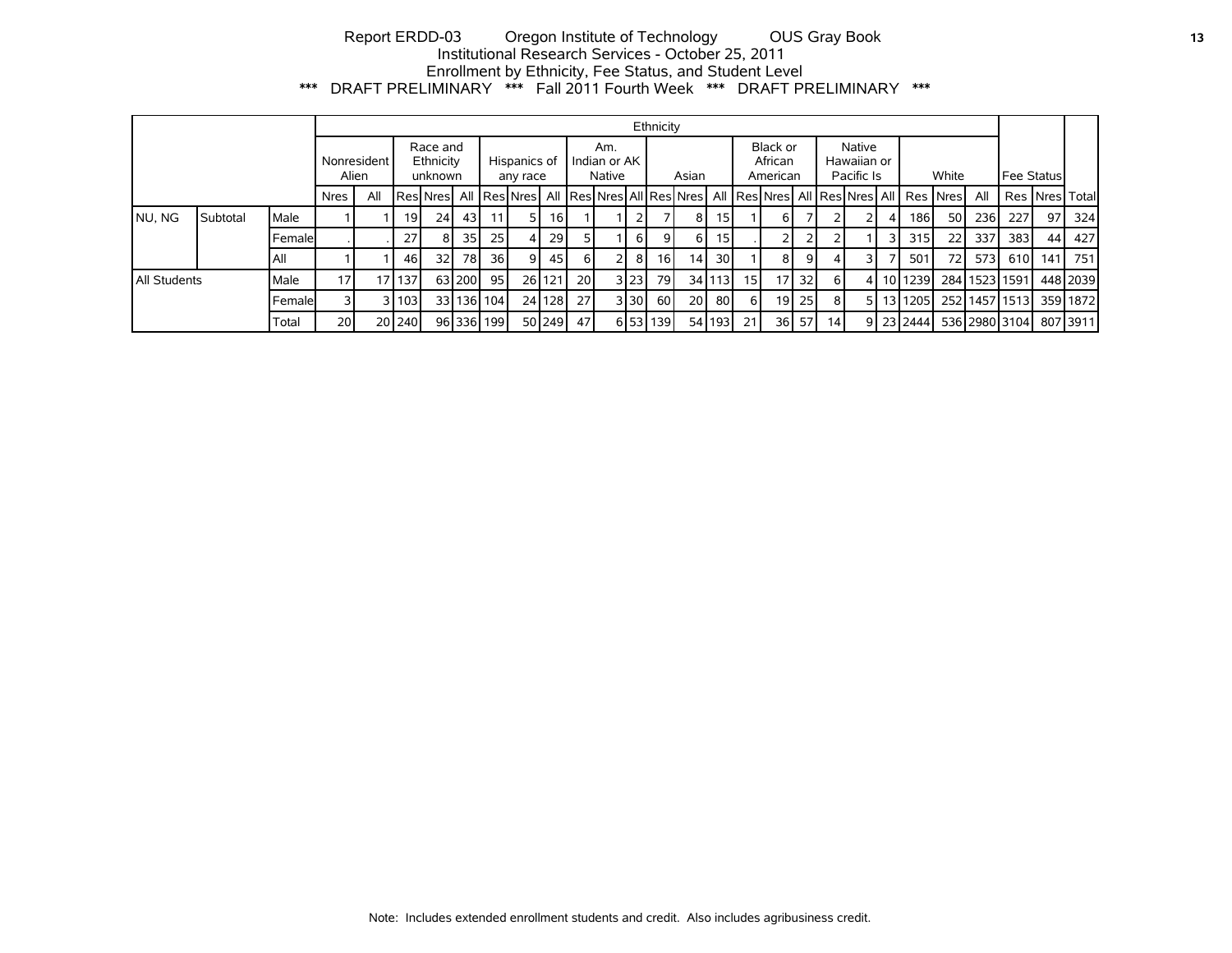Report ERDD-03 Oregon Institute of Technology OUS Gray Book
Institutional Research Services - October 25, 2011
Enrollment by Ethnicity, Fee Status, and Student Level
\*\*\* DRAFT PRELIMINARY \*\*\* Fall 2011 Fourth Week \*\*\* DRAFT PRELIMINARY \*\*\*

| | | | Ethnicity | | | | | | | | | | | | | | | | | | | | | | | | | | | |
|---|---|---|---|---|---|---|---|---|---|---|---|---|---|---|---|---|---|---|---|---|---|---|---|---|---|---|---|---|---|---|
| | | | Nonresident Alien | | Race and Ethnicity unknown | | | Hispanics of any race | | | Am. Indian or AK Native | | | Asian | | | Black or African American | | | Native Hawaiian or Pacific Is | | | White | | | Fee Status | | |
| | | | Nres | All | Res | Nres | All | Res | Nres | All | Res | Nres | All | Res | Nres | All | Res | Nres | All | Res | Nres | All | Res | Nres | All | Res | Nres | Total |
| NU, NG | Subtotal | Male | 1 | 1 | 19 | 24 | 43 | 11 | 5 | 16 | 1 | 1 | 2 | 7 | 8 | 15 | 1 | 6 | 7 | 2 | 2 | 4 | 186 | 50 | 236 | 227 | 97 | 324 |
| | | Female | . | . | 27 | 8 | 35 | 25 | 4 | 29 | 5 | 1 | 6 | 9 | 6 | 15 | . | 2 | 2 | 2 | 1 | 3 | 315 | 22 | 337 | 383 | 44 | 427 |
| | | All | 1 | 1 | 46 | 32 | 78 | 36 | 9 | 45 | 6 | 2 | 8 | 16 | 14 | 30 | 1 | 8 | 9 | 4 | 3 | 7 | 501 | 72 | 573 | 610 | 141 | 751 |
| All Students | | Male | 17 | 17 | 137 | 63 | 200 | 95 | 26 | 121 | 20 | 3 | 23 | 79 | 34 | 113 | 15 | 17 | 32 | 6 | 4 | 10 | 1239 | 284 | 1523 | 1591 | 448 | 2039 |
| | | Female | 3 | 3 | 103 | 33 | 136 | 104 | 24 | 128 | 27 | 3 | 30 | 60 | 20 | 80 | 6 | 19 | 25 | 8 | 5 | 13 | 1205 | 252 | 1457 | 1513 | 359 | 1872 |
| | | Total | 20 | 20 | 240 | 96 | 336 | 199 | 50 | 249 | 47 | 6 | 53 | 139 | 54 | 193 | 21 | 36 | 57 | 14 | 9 | 23 | 2444 | 536 | 2980 | 3104 | 807 | 3911 |

Note: Includes extended enrollment students and credit. Also includes agribusiness credit.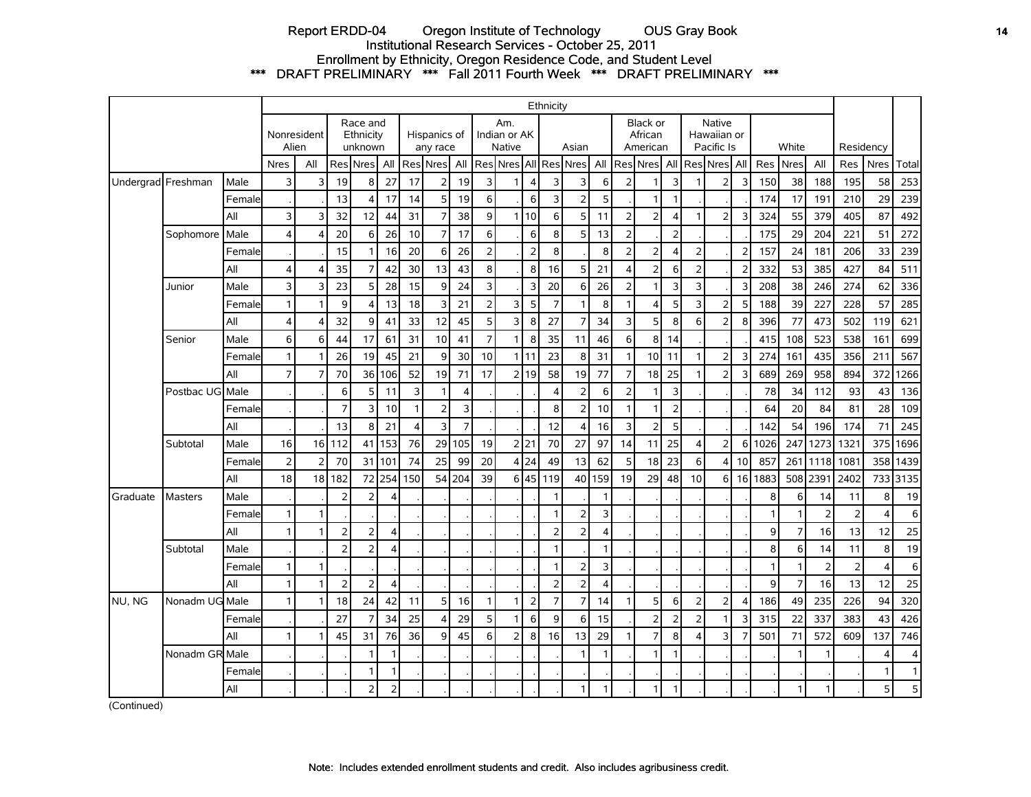# Report ERDD-04 Oregon Institute of Technology OUS Gray Book

## Institutional Research Services - October 25, 2011

## Enrollment by Ethnicity, Oregon Residence Code, and Student Level

### *** DRAFT PRELIMINARY *** Fall 2011 Fourth Week *** DRAFT PRELIMINARY ***

| | | | Ethnicity | | | | | | | | | | | | | | | | | | | | | | | | | | |
|---|---|---|---|---|---|---|---|---|---|---|---|---|---|---|---|---|---|---|---|---|---|---|---|---|---|---|---|---|---|
| | | | Nonresident Alien | | Race and Ethnicity unknown | | | Hispanics of any race | | | Am. Indian or AK Native | | | Asian | | | Black or African American | | | Native Hawaiian or Pacific Is | | | White | | | Residency | | | |
| | | | Nres | All | Res | Nres | All | Res | Nres | All | Res | Nres | All | Res | Nres | All | Res | Nres | All | Res | Nres | All | Res | Nres | All | Res | Nres | Total |
| Undergrad | Freshman | Male | 3 | 3 | 19 | 8 | 27 | 17 | 2 | 19 | 3 | 1 | 4 | 3 | 3 | 6 | 2 | 1 | 3 | 1 | 2 | 3 | 150 | 38 | 188 | 195 | 58 | 253 |
| | | Female | . | . | 13 | 4 | 17 | 14 | 5 | 19 | 6 | . | 6 | 3 | 2 | 5 | . | 1 | 1 | . | . | . | 174 | 17 | 191 | 210 | 29 | 239 |
| | | All | 3 | 3 | 32 | 12 | 44 | 31 | 7 | 38 | 9 | 1 | 10 | 6 | 5 | 11 | 2 | 2 | 4 | 1 | 2 | 3 | 324 | 55 | 379 | 405 | 87 | 492 |
| | Sophomore | Male | 4 | 4 | 20 | 6 | 26 | 10 | 7 | 17 | 6 | . | 6 | 8 | 5 | 13 | 2 | . | 2 | . | . | . | 175 | 29 | 204 | 221 | 51 | 272 |
| | | Female | . | . | 15 | 1 | 16 | 20 | 6 | 26 | 2 | . | 2 | 8 | . | 8 | 2 | 2 | 4 | 2 | . | 2 | 157 | 24 | 181 | 206 | 33 | 239 |
| | | All | 4 | 4 | 35 | 7 | 42 | 30 | 13 | 43 | 8 | . | 8 | 16 | 5 | 21 | 4 | 2 | 6 | 2 | . | 2 | 332 | 53 | 385 | 427 | 84 | 511 |
| | Junior | Male | 3 | 3 | 23 | 5 | 28 | 15 | 9 | 24 | 3 | . | 3 | 20 | 6 | 26 | 2 | 1 | 3 | 3 | . | 3 | 208 | 38 | 246 | 274 | 62 | 336 |
| | | Female | 1 | 1 | 9 | 4 | 13 | 18 | 3 | 21 | 2 | 3 | 5 | 7 | 1 | 8 | 1 | 4 | 5 | 3 | 2 | 5 | 188 | 39 | 227 | 228 | 57 | 285 |
| | | All | 4 | 4 | 32 | 9 | 41 | 33 | 12 | 45 | 5 | 3 | 8 | 27 | 7 | 34 | 3 | 5 | 8 | 6 | 2 | 8 | 396 | 77 | 473 | 502 | 119 | 621 |
| | Senior | Male | 6 | 6 | 44 | 17 | 61 | 31 | 10 | 41 | 7 | 1 | 8 | 35 | 11 | 46 | 6 | 8 | 14 | . | . | . | 415 | 108 | 523 | 538 | 161 | 699 |
| | | Female | 1 | 1 | 26 | 19 | 45 | 21 | 9 | 30 | 10 | 1 | 11 | 23 | 8 | 31 | 1 | 10 | 11 | 1 | 2 | 3 | 274 | 161 | 435 | 356 | 211 | 567 |
| | | All | 7 | 7 | 70 | 36 | 106 | 52 | 19 | 71 | 17 | 2 | 19 | 58 | 19 | 77 | 7 | 18 | 25 | 1 | 2 | 3 | 689 | 269 | 958 | 894 | 372 | 1266 |
| | Postbac UG | Male | . | . | 6 | 5 | 11 | 3 | 1 | 4 | . | . | . | 4 | 2 | 6 | 2 | 1 | 3 | . | . | . | 78 | 34 | 112 | 93 | 43 | 136 |
| | | Female | . | . | 7 | 3 | 10 | 1 | 2 | 3 | . | . | . | 8 | 2 | 10 | 1 | 1 | 2 | . | . | . | 64 | 20 | 84 | 81 | 28 | 109 |
| | | All | . | . | 13 | 8 | 21 | 4 | 3 | 7 | . | . | . | 12 | 4 | 16 | 3 | 2 | 5 | . | . | . | 142 | 54 | 196 | 174 | 71 | 245 |
| | Subtotal | Male | 16 | 16 | 112 | 41 | 153 | 76 | 29 | 105 | 19 | 2 | 21 | 70 | 27 | 97 | 14 | 11 | 25 | 4 | 2 | 6 | 1026 | 247 | 1273 | 1321 | 375 | 1696 |
| | | Female | 2 | 2 | 70 | 31 | 101 | 74 | 25 | 99 | 20 | 4 | 24 | 49 | 13 | 62 | 5 | 18 | 23 | 6 | 4 | 10 | 857 | 261 | 1118 | 1081 | 358 | 1439 |
| | | All | 18 | 18 | 182 | 72 | 254 | 150 | 54 | 204 | 39 | 6 | 45 | 119 | 40 | 159 | 19 | 29 | 48 | 10 | 6 | 16 | 1883 | 508 | 2391 | 2402 | 733 | 3135 |
| Graduate | Masters | Male | . | . | 2 | 2 | 4 | . | . | . | . | . | . | 1 | . | 1 | . | . | . | . | . | . | 8 | 6 | 14 | 11 | 8 | 19 |
| | | Female | 1 | 1 | . | . | . | . | . | . | . | . | . | 1 | 2 | 3 | . | . | . | . | . | . | 1 | 1 | 2 | 2 | 4 | 6 |
| | | All | 1 | 1 | 2 | 2 | 4 | . | . | . | . | . | . | 2 | 2 | 4 | . | . | . | . | . | . | 9 | 7 | 16 | 13 | 12 | 25 |
| | Subtotal | Male | . | . | 2 | 2 | 4 | . | . | . | . | . | . | 1 | . | 1 | . | . | . | . | . | . | 8 | 6 | 14 | 11 | 8 | 19 |
| | | Female | 1 | 1 | . | . | . | . | . | . | . | . | . | 1 | 2 | 3 | . | . | . | . | . | . | 1 | 1 | 2 | 2 | 4 | 6 |
| | | All | 1 | 1 | 2 | 2 | 4 | . | . | . | . | . | . | 2 | 2 | 4 | . | . | . | . | . | . | 9 | 7 | 16 | 13 | 12 | 25 |
| NU, NG | Nonadm UG | Male | 1 | 1 | 18 | 24 | 42 | 11 | 5 | 16 | 1 | 1 | 2 | 7 | 7 | 14 | 1 | 5 | 6 | 2 | 2 | 4 | 186 | 49 | 235 | 226 | 94 | 320 |
| | | Female | . | . | 27 | 7 | 34 | 25 | 4 | 29 | 5 | 1 | 6 | 9 | 6 | 15 | . | 2 | 2 | 2 | 1 | 3 | 315 | 22 | 337 | 383 | 43 | 426 |
| | | All | 1 | 1 | 45 | 31 | 76 | 36 | 9 | 45 | 6 | 2 | 8 | 16 | 13 | 29 | 1 | 7 | 8 | 4 | 3 | 7 | 501 | 71 | 572 | 609 | 137 | 746 |
| | Nonadm GR | Male | . | . | . | 1 | 1 | . | . | . | . | . | . | . | 1 | 1 | . | 1 | 1 | . | . | . | . | 1 | 1 | . | 4 | 4 |
| | | Female | . | . | . | 1 | 1 | . | . | . | . | . | . | . | . | . | . | . | . | . | . | . | . | . | . | . | 1 | 1 |
| | | All | . | . | . | 2 | 2 | . | . | . | . | . | . | . | 1 | 1 | . | 1 | 1 | . | . | . | . | 1 | 1 | . | 5 | 5 |

(Continued)

Note: Includes extended enrollment students and credit. Also includes agribusiness credit.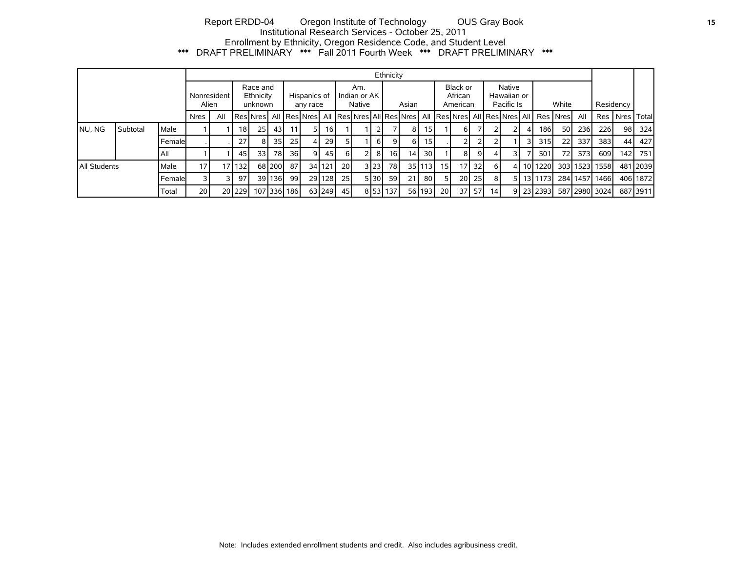Report ERDD-04 Oregon Institute of Technology OUS Gray Book
Institutional Research Services - October 25, 2011
Enrollment by Ethnicity, Oregon Residence Code, and Student Level
*** DRAFT PRELIMINARY *** Fall 2011 Fourth Week *** DRAFT PRELIMINARY ***

| | | | Ethnicity | | | | | | | | | | | | | | | | | | | | | | | | | Residency | | |
|---|---|---|---|---|---|---|---|---|---|---|---|---|---|---|---|---|---|---|---|---|---|---|---|---|---|---|---|---|---|---|
| | | | Nonresident Alien | | Race and Ethnicity unknown | | | Hispanics of any race | | | Am. Indian or AK Native | | | Asian | | | Black or African American | | | Native Hawaiian or Pacific Is | | | White | | | | | | |
| | | | Nres | All | Res | Nres | All | Res | Nres | All | Res | Nres | All | Res | Nres | All | Res | Nres | All | Res | Nres | All | Res | Nres | All | Res | Nres | Total |
| NU, NG | Subtotal | Male | 1 | 1 | 18 | 25 | 43 | 11 | 5 | 16 | 1 | 1 | 2 | 7 | 8 | 15 | 1 | 6 | 7 | 2 | 2 | 4 | 186 | 50 | 236 | 226 | 98 | 324 |
| | | Female | . | . | 27 | 8 | 35 | 25 | 4 | 29 | 5 | 1 | 6 | 9 | 6 | 15 | . | 2 | 2 | 2 | 1 | 3 | 315 | 22 | 337 | 383 | 44 | 427 |
| | | All | 1 | 1 | 45 | 33 | 78 | 36 | 9 | 45 | 6 | 2 | 8 | 16 | 14 | 30 | 1 | 8 | 9 | 4 | 3 | 7 | 501 | 72 | 573 | 609 | 142 | 751 |
| All Students | | Male | 17 | 17 | 132 | 68 | 200 | 87 | 34 | 121 | 20 | 3 | 23 | 78 | 35 | 113 | 15 | 17 | 32 | 6 | 4 | 10 | 1220 | 303 | 1523 | 1558 | 481 | 2039 |
| | | Female | 3 | 3 | 97 | 39 | 136 | 99 | 29 | 128 | 25 | 5 | 30 | 59 | 21 | 80 | 5 | 20 | 25 | 8 | 5 | 13 | 1173 | 284 | 1457 | 1466 | 406 | 1872 |
| | | Total | 20 | 20 | 229 | 107 | 336 | 186 | 63 | 249 | 45 | 8 | 53 | 137 | 56 | 193 | 20 | 37 | 57 | 14 | 9 | 23 | 2393 | 587 | 2980 | 3024 | 887 | 3911 |

Note: Includes extended enrollment students and credit. Also includes agribusiness credit.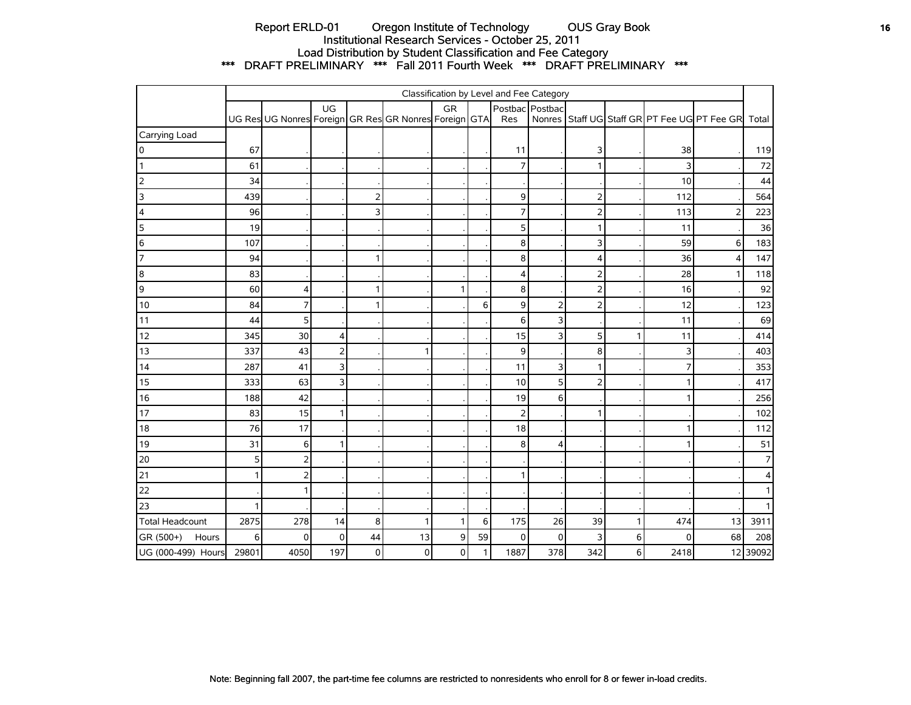# Report ERLD-01 Oregon Institute of Technology OUS Gray Book

## Institutional Research Services - October 25, 2011

## Load Distribution by Student Classification and Fee Category

### *** DRAFT PRELIMINARY *** Fall 2011 Fourth Week *** DRAFT PRELIMINARY ***

| | Classification by Level and Fee Category | | | | | | | | | | | | | |
|---|---|---|---|---|---|---|---|---|---|---|---|---|---|---|
| | UG Res | UG Nonres | UG Foreign | GR Res | GR Nonres | GR Foreign | GTA | Postbac Res | Postbac Nonres | Staff UG | Staff GR | PT Fee UG | PT Fee GR | Total |
| Carrying Load | | | | | | | | | | | | | | |
| 0 | 67 | . | . | . | . | . | . | 11 | . | 3 | . | 38 | . | 119 |
| 1 | 61 | . | . | . | . | . | . | 7 | . | 1 | . | 3 | . | 72 |
| 2 | 34 | . | . | . | . | . | . | . | . | . | . | 10 | . | 44 |
| 3 | 439 | . | . | 2 | . | . | . | 9 | . | 2 | . | 112 | . | 564 |
| 4 | 96 | . | . | 3 | . | . | . | 7 | . | 2 | . | 113 | 2 | 223 |
| 5 | 19 | . | . | . | . | . | . | 5 | . | 1 | . | 11 | . | 36 |
| 6 | 107 | . | . | . | . | . | . | 8 | . | 3 | . | 59 | 6 | 183 |
| 7 | 94 | . | . | 1 | . | . | . | 8 | . | 4 | . | 36 | 4 | 147 |
| 8 | 83 | . | . | . | . | . | . | 4 | . | 2 | . | 28 | 1 | 118 |
| 9 | 60 | 4 | . | 1 | . | 1 | . | 8 | . | 2 | . | 16 | . | 92 |
| 10 | 84 | 7 | . | 1 | . | . | 6 | 9 | 2 | 2 | . | 12 | . | 123 |
| 11 | 44 | 5 | . | . | . | . | . | 6 | 3 | . | . | 11 | . | 69 |
| 12 | 345 | 30 | 4 | . | . | . | . | 15 | 3 | 5 | 1 | 11 | . | 414 |
| 13 | 337 | 43 | 2 | . | 1 | . | . | 9 | . | 8 | . | 3 | . | 403 |
| 14 | 287 | 41 | 3 | . | . | . | . | 11 | 3 | 1 | . | 7 | . | 353 |
| 15 | 333 | 63 | 3 | . | . | . | . | 10 | 5 | 2 | . | 1 | . | 417 |
| 16 | 188 | 42 | . | . | . | . | . | 19 | 6 | . | . | 1 | . | 256 |
| 17 | 83 | 15 | 1 | . | . | . | . | 2 | . | 1 | . | . | . | 102 |
| 18 | 76 | 17 | . | . | . | . | . | 18 | . | . | . | 1 | . | 112 |
| 19 | 31 | 6 | 1 | . | . | . | . | 8 | 4 | . | . | 1 | . | 51 |
| 20 | 5 | 2 | . | . | . | . | . | . | . | . | . | . | . | 7 |
| 21 | 1 | 2 | . | . | . | . | . | 1 | . | . | . | . | . | 4 |
| 22 | . | 1 | . | . | . | . | . | . | . | . | . | . | . | 1 |
| 23 | 1 | . | . | . | . | . | . | . | . | . | . | . | . | 1 |
| Total Headcount | 2875 | 278 | 14 | 8 | 1 | 1 | 6 | 175 | 26 | 39 | 1 | 474 | 13 | 3911 |
| GR (500+) Hours | 6 | 0 | 0 | 44 | 13 | 9 | 59 | 0 | 0 | 3 | 6 | 0 | 68 | 208 |
| UG (000-499) Hours | 29801 | 4050 | 197 | 0 | 0 | 0 | 1 | 1887 | 378 | 342 | 6 | 2418 | 12 | 39092 |

Note: Beginning fall 2007, the part-time fee columns are restricted to nonresidents who enroll for 8 or fewer in-load credits.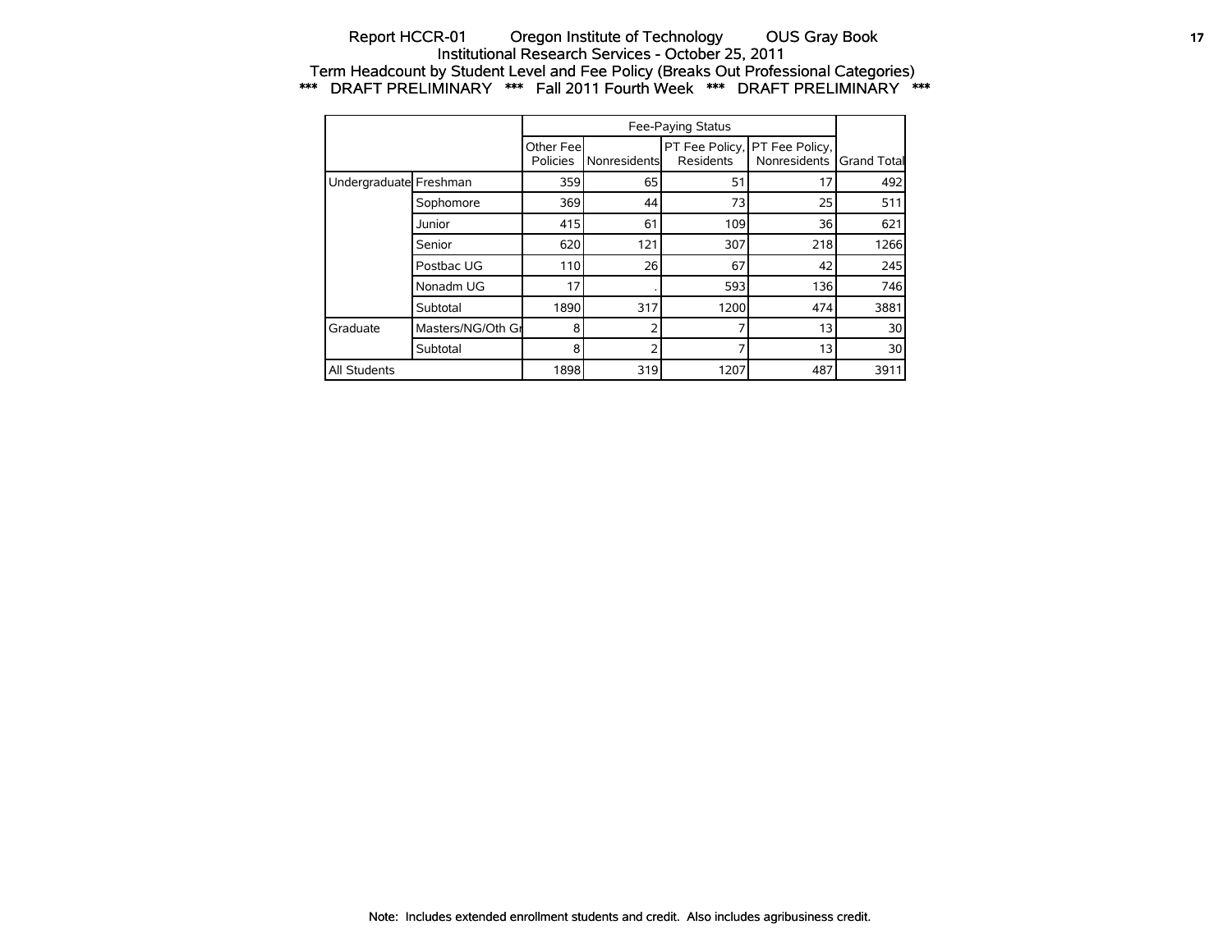# Report HCCR-01 Oregon Institute of Technology OUS Gray Book

## Institutional Research Services - October 25, 2011

## Term Headcount by Student Level and Fee Policy (Breaks Out Professional Categories)

### *** DRAFT PRELIMINARY *** Fall 2011 Fourth Week *** DRAFT PRELIMINARY ***

| | | Fee-Paying Status | | | | |
|---|---|---|---|---|---|---|
| | | Other Fee Policies | Nonresidents | PT Fee Policy, Residents | PT Fee Policy, Nonresidents | Grand Total |
| Undergraduate | Freshman | 359 | 65 | 51 | 17 | 492 |
| | Sophomore | 369 | 44 | 73 | 25 | 511 |
| | Junior | 415 | 61 | 109 | 36 | 621 |
| | Senior | 620 | 121 | 307 | 218 | 1266 |
| | Postbac UG | 110 | 26 | 67 | 42 | 245 |
| | Nonadm UG | 17 | . | 593 | 136 | 746 |
| | Subtotal | 1890 | 317 | 1200 | 474 | 3881 |
| Graduate | Masters/NG/Oth Gr | 8 | 2 | 7 | 13 | 30 |
| | Subtotal | 8 | 2 | 7 | 13 | 30 |
| All Students | | 1898 | 319 | 1207 | 487 | 3911 |

Note: Includes extended enrollment students and credit. Also includes agribusiness credit.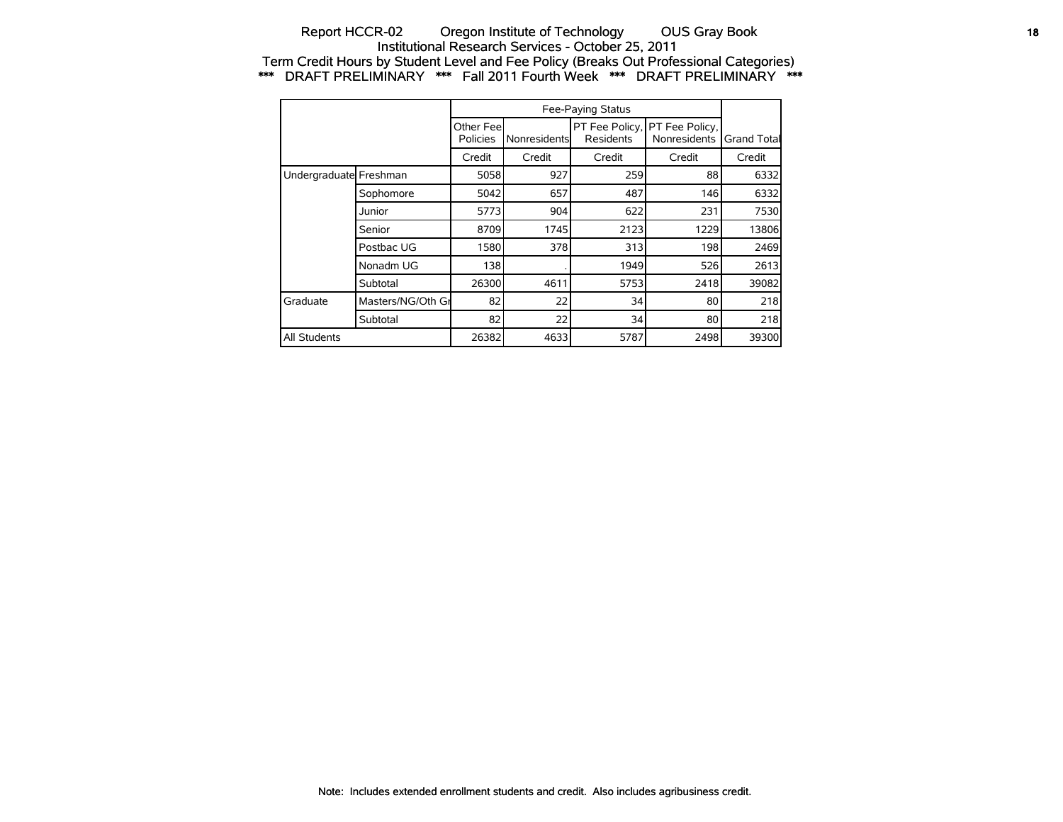Report HCCR-02 Oregon Institute of Technology OUS Gray Book

Institutional Research Services - October 25, 2011

Term Credit Hours by Student Level and Fee Policy (Breaks Out Professional Categories)

*** DRAFT PRELIMINARY *** Fall 2011 Fourth Week *** DRAFT PRELIMINARY ***

| | | Fee-Paying Status | | | | |
|---|---|---|---|---|---|---|
| | | Other Fee Policies | Nonresidents | PT Fee Policy, Residents | PT Fee Policy, Nonresidents | Grand Total |
| | | Credit | Credit | Credit | Credit | Credit |
| Undergraduate | Freshman | 5058 | 927 | 259 | 88 | 6332 |
| | Sophomore | 5042 | 657 | 487 | 146 | 6332 |
| | Junior | 5773 | 904 | 622 | 231 | 7530 |
| | Senior | 8709 | 1745 | 2123 | 1229 | 13806 |
| | Postbac UG | 1580 | 378 | 313 | 198 | 2469 |
| | Nonadm UG | 138 | . | 1949 | 526 | 2613 |
| | Subtotal | 26300 | 4611 | 5753 | 2418 | 39082 |
| Graduate | Masters/NG/Oth Gr | 82 | 22 | 34 | 80 | 218 |
| | Subtotal | 82 | 22 | 34 | 80 | 218 |
| All Students | | 26382 | 4633 | 5787 | 2498 | 39300 |

Note: Includes extended enrollment students and credit. Also includes agribusiness credit.